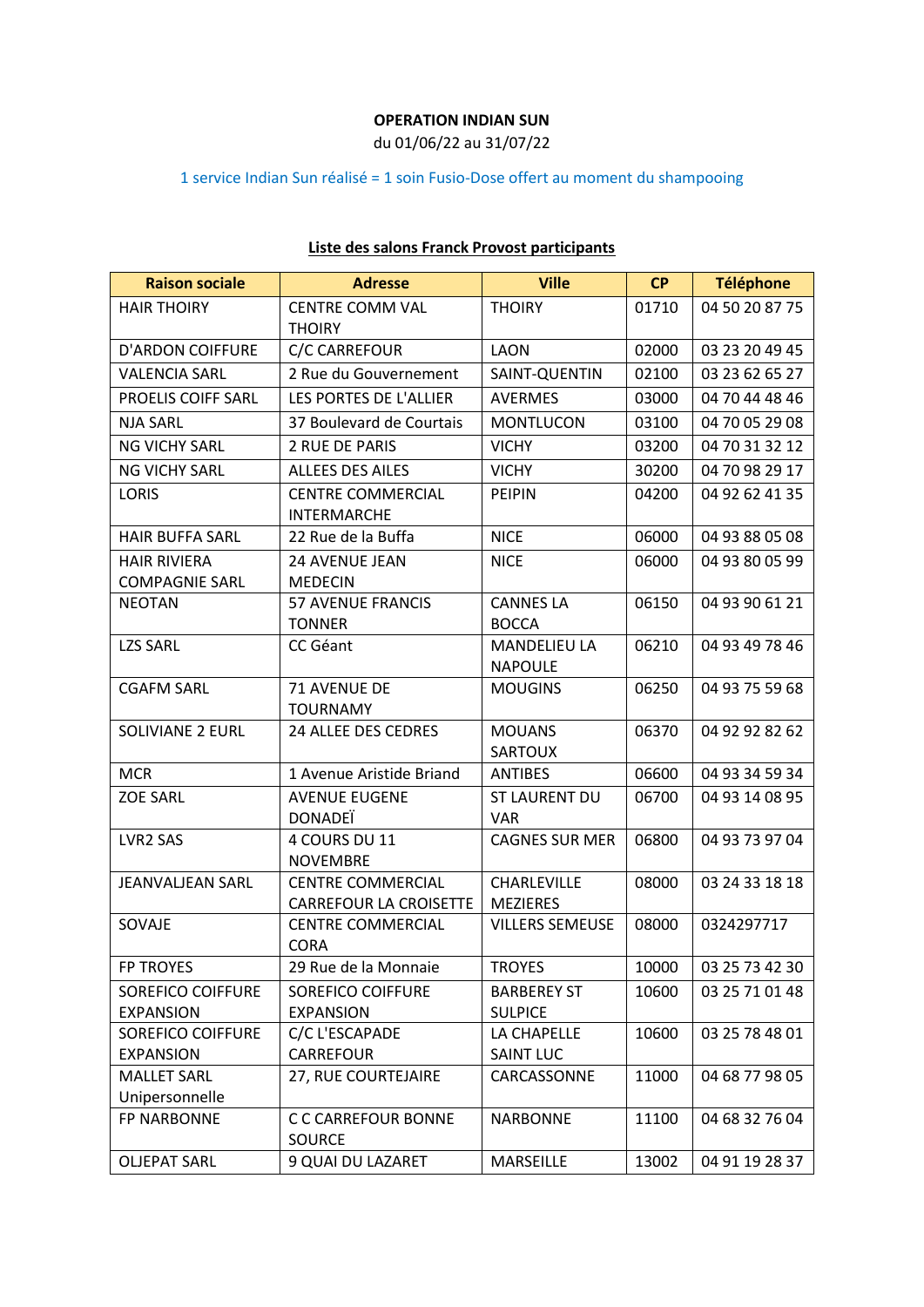**OPERATION INDIAN SUN**

du 01/06/22 au 31/07/22

1 service Indian Sun réalisé = 1 soin Fusio-Dose offert au moment du shampooing

**Liste des salons Franck Provost participants**

| Raison sociale | Adresse | Ville | CP | Téléphone |
|---|---|---|---|---|
| HAIR THOIRY | CENTRE COMM VAL THOIRY | THOIRY | 01710 | 04 50 20 87 75 |
| D'ARDON COIFFURE | C/C CARREFOUR | LAON | 02000 | 03 23 20 49 45 |
| VALENCIA SARL | 2 Rue du Gouvernement | SAINT-QUENTIN | 02100 | 03 23 62 65 27 |
| PROELIS COIFF SARL | LES PORTES DE L'ALLIER | AVERMES | 03000 | 04 70 44 48 46 |
| NJA SARL | 37 Boulevard de Courtais | MONTLUCON | 03100 | 04 70 05 29 08 |
| NG VICHY SARL | 2 RUE DE PARIS | VICHY | 03200 | 04 70 31 32 12 |
| NG VICHY SARL | ALLEES DES AILES | VICHY | 30200 | 04 70 98 29 17 |
| LORIS | CENTRE COMMERCIAL INTERMARCHE | PEIPIN | 04200 | 04 92 62 41 35 |
| HAIR BUFFA SARL | 22 Rue de la Buffa | NICE | 06000 | 04 93 88 05 08 |
| HAIR RIVIERA COMPAGNIE SARL | 24 AVENUE JEAN MEDECIN | NICE | 06000 | 04 93 80 05 99 |
| NEOTAN | 57 AVENUE FRANCIS TONNER | CANNES LA BOCCA | 06150 | 04 93 90 61 21 |
| LZS SARL | CC Géant | MANDELIEU LA NAPOULE | 06210 | 04 93 49 78 46 |
| CGAFM SARL | 71 AVENUE DE TOURNAMY | MOUGINS | 06250 | 04 93 75 59 68 |
| SOLIVIANE 2 EURL | 24 ALLEE DES CEDRES | MOUANS SARTOUX | 06370 | 04 92 92 82 62 |
| MCR | 1 Avenue Aristide Briand | ANTIBES | 06600 | 04 93 34 59 34 |
| ZOE SARL | AVENUE EUGENE DONADEÏ | ST LAURENT DU VAR | 06700 | 04 93 14 08 95 |
| LVR2 SAS | 4 COURS DU 11 NOVEMBRE | CAGNES SUR MER | 06800 | 04 93 73 97 04 |
| JEANVALJEAN SARL | CENTRE COMMERCIAL CARREFOUR LA CROISETTE | CHARLEVILLE MEZIERES | 08000 | 03 24 33 18 18 |
| SOVAJE | CENTRE COMMERCIAL CORA | VILLERS SEMEUSE | 08000 | 0324297717 |
| FP TROYES | 29 Rue de la Monnaie | TROYES | 10000 | 03 25 73 42 30 |
| SOREFICO COIFFURE EXPANSION | SOREFICO COIFFURE EXPANSION | BARBEREY ST SULPICE | 10600 | 03 25 71 01 48 |
| SOREFICO COIFFURE EXPANSION | C/C L'ESCAPADE CARREFOUR | LA CHAPELLE SAINT LUC | 10600 | 03 25 78 48 01 |
| MALLET SARL Unipersonnelle | 27, RUE COURTEJAIRE | CARCASSONNE | 11000 | 04 68 77 98 05 |
| FP NARBONNE | C C CARREFOUR BONNE SOURCE | NARBONNE | 11100 | 04 68 32 76 04 |
| OLJEPAT SARL | 9 QUAI DU LAZARET | MARSEILLE | 13002 | 04 91 19 28 37 |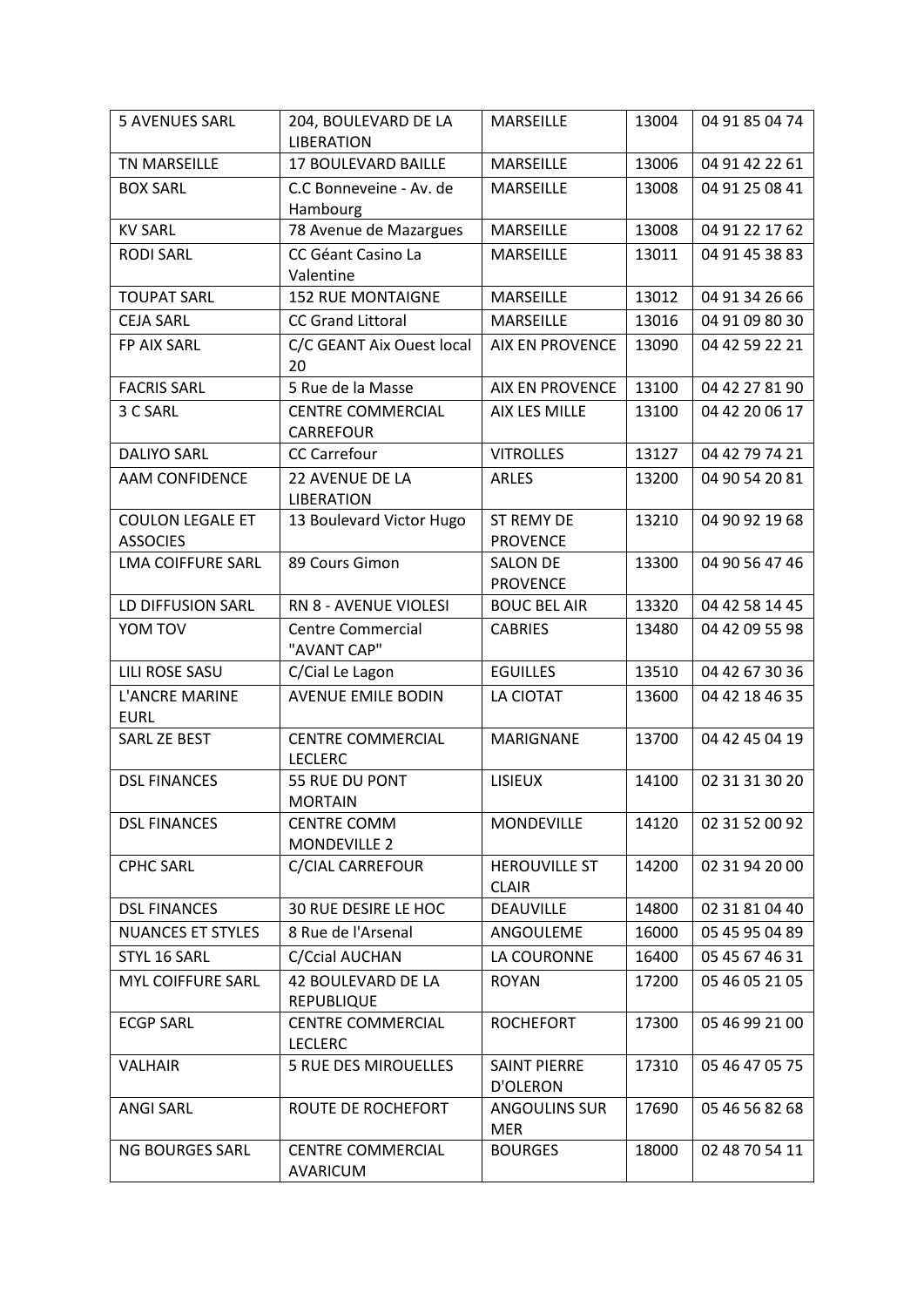| 5 AVENUES SARL | 204, BOULEVARD DE LA LIBERATION | MARSEILLE | 13004 | 04 91 85 04 74 |
|---|---|---|---|---|
| TN MARSEILLE | 17 BOULEVARD BAILLE | MARSEILLE | 13006 | 04 91 42 22 61 |
| BOX SARL | C.C Bonneveine - Av. de Hambourg | MARSEILLE | 13008 | 04 91 25 08 41 |
| KV SARL | 78 Avenue de Mazargues | MARSEILLE | 13008 | 04 91 22 17 62 |
| RODI SARL | CC Géant Casino La Valentine | MARSEILLE | 13011 | 04 91 45 38 83 |
| TOUPAT SARL | 152 RUE MONTAIGNE | MARSEILLE | 13012 | 04 91 34 26 66 |
| CEJA SARL | CC Grand Littoral | MARSEILLE | 13016 | 04 91 09 80 30 |
| FP AIX SARL | C/C GEANT Aix Ouest local 20 | AIX EN PROVENCE | 13090 | 04 42 59 22 21 |
| FACRIS SARL | 5 Rue de la Masse | AIX EN PROVENCE | 13100 | 04 42 27 81 90 |
| 3 C SARL | CENTRE COMMERCIAL CARREFOUR | AIX LES MILLE | 13100 | 04 42 20 06 17 |
| DALIYO SARL | CC Carrefour | VITROLLES | 13127 | 04 42 79 74 21 |
| AAM CONFIDENCE | 22 AVENUE DE LA LIBERATION | ARLES | 13200 | 04 90 54 20 81 |
| COULON LEGALE ET ASSOCIES | 13 Boulevard Victor Hugo | ST REMY DE PROVENCE | 13210 | 04 90 92 19 68 |
| LMA COIFFURE SARL | 89 Cours Gimon | SALON DE PROVENCE | 13300 | 04 90 56 47 46 |
| LD DIFFUSION SARL | RN 8 - AVENUE VIOLESI | BOUC BEL AIR | 13320 | 04 42 58 14 45 |
| YOM TOV | Centre Commercial "AVANT CAP" | CABRIES | 13480 | 04 42 09 55 98 |
| LILI ROSE SASU | C/Cial Le Lagon | EGUILLES | 13510 | 04 42 67 30 36 |
| L'ANCRE MARINE EURL | AVENUE EMILE BODIN | LA CIOTAT | 13600 | 04 42 18 46 35 |
| SARL ZE BEST | CENTRE COMMERCIAL LECLERC | MARIGNANE | 13700 | 04 42 45 04 19 |
| DSL FINANCES | 55 RUE DU PONT MORTAIN | LISIEUX | 14100 | 02 31 31 30 20 |
| DSL FINANCES | CENTRE COMM MONDEVILLE 2 | MONDEVILLE | 14120 | 02 31 52 00 92 |
| CPHC SARL | C/CIAL CARREFOUR | HEROUVILLE ST CLAIR | 14200 | 02 31 94 20 00 |
| DSL FINANCES | 30 RUE DESIRE LE HOC | DEAUVILLE | 14800 | 02 31 81 04 40 |
| NUANCES ET STYLES | 8 Rue de l'Arsenal | ANGOULEME | 16000 | 05 45 95 04 89 |
| STYL 16 SARL | C/Ccial AUCHAN | LA COURONNE | 16400 | 05 45 67 46 31 |
| MYL COIFFURE SARL | 42 BOULEVARD DE LA REPUBLIQUE | ROYAN | 17200 | 05 46 05 21 05 |
| ECGP SARL | CENTRE COMMERCIAL LECLERC | ROCHEFORT | 17300 | 05 46 99 21 00 |
| VALHAIR | 5 RUE DES MIROUELLES | SAINT PIERRE D'OLERON | 17310 | 05 46 47 05 75 |
| ANGI SARL | ROUTE DE ROCHEFORT | ANGOULINS SUR MER | 17690 | 05 46 56 82 68 |
| NG BOURGES SARL | CENTRE COMMERCIAL AVARICUM | BOURGES | 18000 | 02 48 70 54 11 |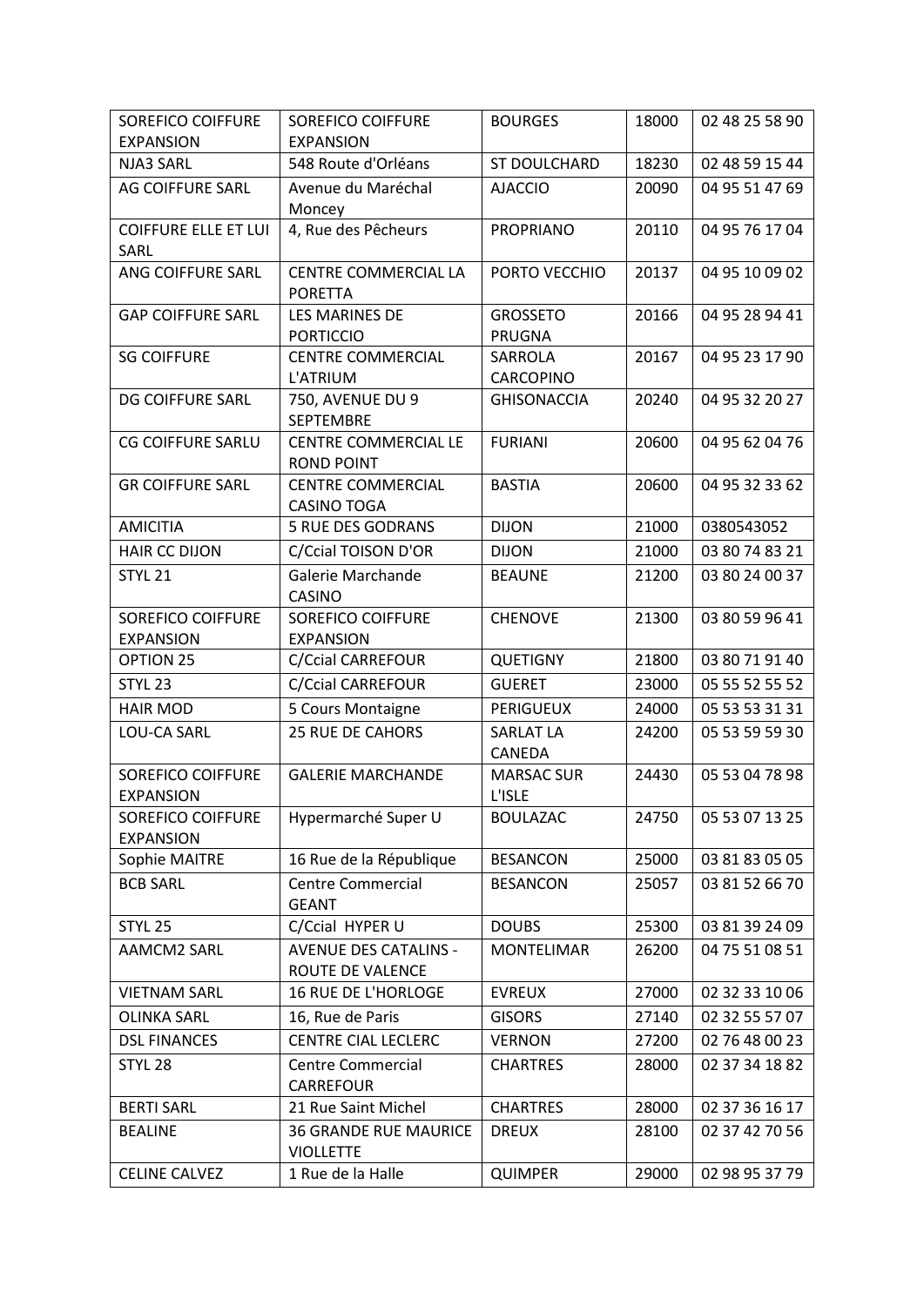| SOREFICO COIFFURE EXPANSION | SOREFICO COIFFURE EXPANSION | BOURGES | 18000 | 02 48 25 58 90 |
|---|---|---|---|---|
| NJA3 SARL | 548 Route d'Orléans | ST DOULCHARD | 18230 | 02 48 59 15 44 |
| AG COIFFURE SARL | Avenue du Maréchal Moncey | AJACCIO | 20090 | 04 95 51 47 69 |
| COIFFURE ELLE ET LUI SARL | 4, Rue des Pêcheurs | PROPRIANO | 20110 | 04 95 76 17 04 |
| ANG COIFFURE SARL | CENTRE COMMERCIAL LA PORETTA | PORTO VECCHIO | 20137 | 04 95 10 09 02 |
| GAP COIFFURE SARL | LES MARINES DE PORTICCIO | GROSSETO PRUGNA | 20166 | 04 95 28 94 41 |
| SG COIFFURE | CENTRE COMMERCIAL L'ATRIUM | SARROLA CARCOPINO | 20167 | 04 95 23 17 90 |
| DG COIFFURE SARL | 750, AVENUE DU 9 SEPTEMBRE | GHISONACCIA | 20240 | 04 95 32 20 27 |
| CG COIFFURE SARLU | CENTRE COMMERCIAL LE ROND POINT | FURIANI | 20600 | 04 95 62 04 76 |
| GR COIFFURE SARL | CENTRE COMMERCIAL CASINO TOGA | BASTIA | 20600 | 04 95 32 33 62 |
| AMICITIA | 5 RUE DES GODRANS | DIJON | 21000 | 0380543052 |
| HAIR CC DIJON | C/Ccial TOISON D'OR | DIJON | 21000 | 03 80 74 83 21 |
| STYL 21 | Galerie Marchande CASINO | BEAUNE | 21200 | 03 80 24 00 37 |
| SOREFICO COIFFURE EXPANSION | SOREFICO COIFFURE EXPANSION | CHENOVE | 21300 | 03 80 59 96 41 |
| OPTION 25 | C/Ccial CARREFOUR | QUETIGNY | 21800 | 03 80 71 91 40 |
| STYL 23 | C/Ccial CARREFOUR | GUERET | 23000 | 05 55 52 55 52 |
| HAIR MOD | 5 Cours Montaigne | PERIGUEUX | 24000 | 05 53 53 31 31 |
| LOU-CA SARL | 25 RUE DE CAHORS | SARLAT LA CANEDA | 24200 | 05 53 59 59 30 |
| SOREFICO COIFFURE EXPANSION | GALERIE MARCHANDE | MARSAC SUR L'ISLE | 24430 | 05 53 04 78 98 |
| SOREFICO COIFFURE EXPANSION | Hypermarché Super U | BOULAZAC | 24750 | 05 53 07 13 25 |
| Sophie MAITRE | 16 Rue de la République | BESANCON | 25000 | 03 81 83 05 05 |
| BCB SARL | Centre Commercial GEANT | BESANCON | 25057 | 03 81 52 66 70 |
| STYL 25 | C/Ccial HYPER U | DOUBS | 25300 | 03 81 39 24 09 |
| AAMCM2 SARL | AVENUE DES CATALINS - ROUTE DE VALENCE | MONTELIMAR | 26200 | 04 75 51 08 51 |
| VIETNAM SARL | 16 RUE DE L'HORLOGE | EVREUX | 27000 | 02 32 33 10 06 |
| OLINKA SARL | 16, Rue de Paris | GISORS | 27140 | 02 32 55 57 07 |
| DSL FINANCES | CENTRE CIAL LECLERC | VERNON | 27200 | 02 76 48 00 23 |
| STYL 28 | Centre Commercial CARREFOUR | CHARTRES | 28000 | 02 37 34 18 82 |
| BERTI SARL | 21 Rue Saint Michel | CHARTRES | 28000 | 02 37 36 16 17 |
| BEALINE | 36 GRANDE RUE MAURICE VIOLLETTE | DREUX | 28100 | 02 37 42 70 56 |
| CELINE CALVEZ | 1 Rue de la Halle | QUIMPER | 29000 | 02 98 95 37 79 |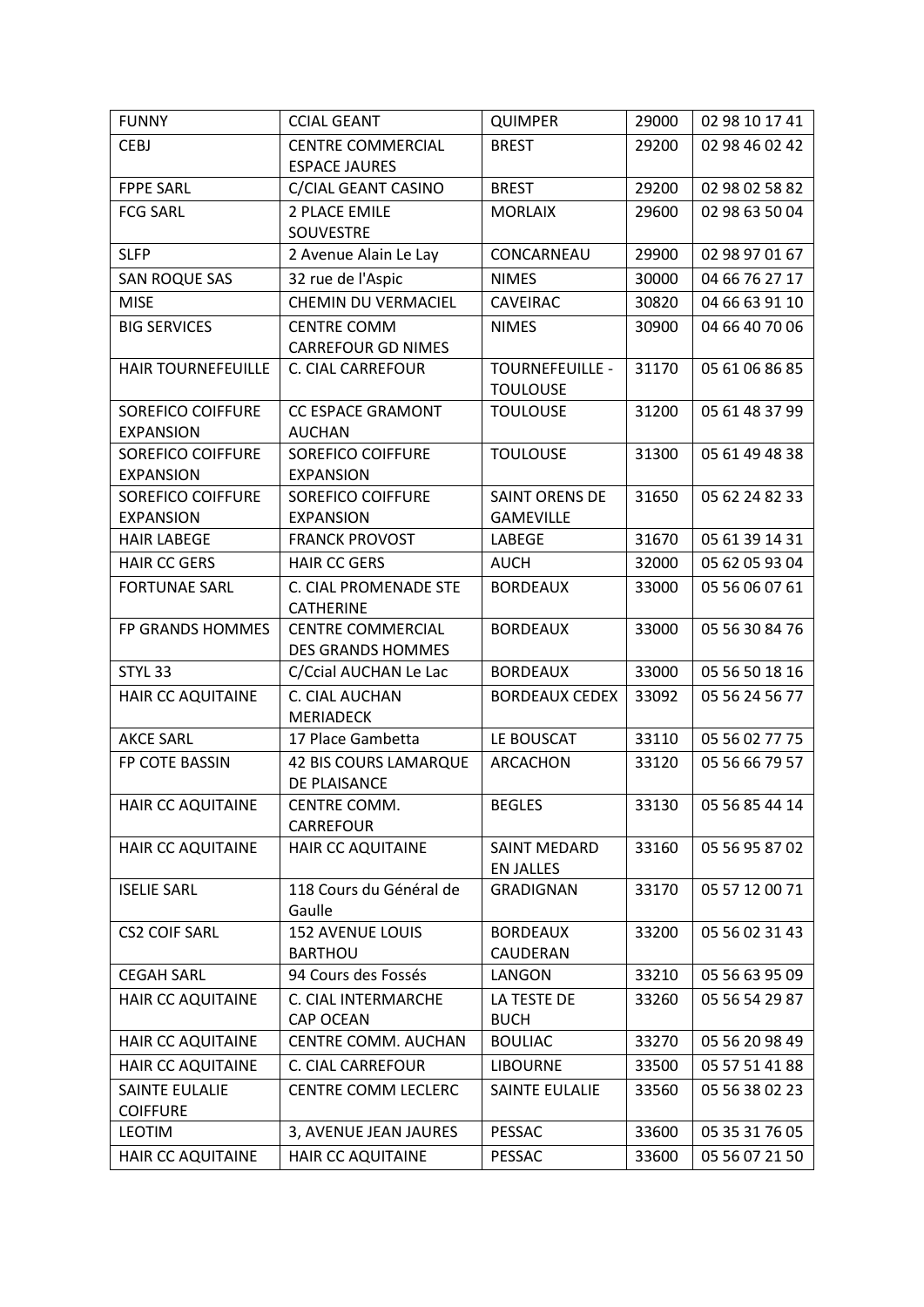| FUNNY | CCIAL GEANT | QUIMPER | 29000 | 02 98 10 17 41 |
|---|---|---|---|---|
| CEBJ | CENTRE COMMERCIAL ESPACE JAURES | BREST | 29200 | 02 98 46 02 42 |
| FPPE SARL | C/CIAL GEANT CASINO | BREST | 29200 | 02 98 02 58 82 |
| FCG SARL | 2 PLACE EMILE SOUVESTRE | MORLAIX | 29600 | 02 98 63 50 04 |
| SLFP | 2 Avenue Alain Le Lay | CONCARNEAU | 29900 | 02 98 97 01 67 |
| SAN ROQUE SAS | 32 rue de l'Aspic | NIMES | 30000 | 04 66 76 27 17 |
| MISE | CHEMIN DU VERMACIEL | CAVEIRAC | 30820 | 04 66 63 91 10 |
| BIG SERVICES | CENTRE COMM CARREFOUR GD NIMES | NIMES | 30900 | 04 66 40 70 06 |
| HAIR TOURNEFEUILLE | C. CIAL CARREFOUR | TOURNEFEUILLE - TOULOUSE | 31170 | 05 61 06 86 85 |
| SOREFICO COIFFURE EXPANSION | CC ESPACE GRAMONT AUCHAN | TOULOUSE | 31200 | 05 61 48 37 99 |
| SOREFICO COIFFURE EXPANSION | SOREFICO COIFFURE EXPANSION | TOULOUSE | 31300 | 05 61 49 48 38 |
| SOREFICO COIFFURE EXPANSION | SOREFICO COIFFURE EXPANSION | SAINT ORENS DE GAMEVILLE | 31650 | 05 62 24 82 33 |
| HAIR LABEGE | FRANCK PROVOST | LABEGE | 31670 | 05 61 39 14 31 |
| HAIR CC GERS | HAIR CC GERS | AUCH | 32000 | 05 62 05 93 04 |
| FORTUNAE SARL | C. CIAL PROMENADE STE CATHERINE | BORDEAUX | 33000 | 05 56 06 07 61 |
| FP GRANDS HOMMES | CENTRE COMMERCIAL DES GRANDS HOMMES | BORDEAUX | 33000 | 05 56 30 84 76 |
| STYL 33 | C/Ccial AUCHAN Le Lac | BORDEAUX | 33000 | 05 56 50 18 16 |
| HAIR CC AQUITAINE | C. CIAL AUCHAN MERIADECK | BORDEAUX CEDEX | 33092 | 05 56 24 56 77 |
| AKCE SARL | 17 Place Gambetta | LE BOUSCAT | 33110 | 05 56 02 77 75 |
| FP COTE BASSIN | 42 BIS COURS LAMARQUE DE PLAISANCE | ARCACHON | 33120 | 05 56 66 79 57 |
| HAIR CC AQUITAINE | CENTRE COMM. CARREFOUR | BEGLES | 33130 | 05 56 85 44 14 |
| HAIR CC AQUITAINE | HAIR CC AQUITAINE | SAINT MEDARD EN JALLES | 33160 | 05 56 95 87 02 |
| ISELIE SARL | 118 Cours du Général de Gaulle | GRADIGNAN | 33170 | 05 57 12 00 71 |
| CS2 COIF SARL | 152 AVENUE LOUIS BARTHOU | BORDEAUX CAUDERAN | 33200 | 05 56 02 31 43 |
| CEGAH SARL | 94 Cours des Fossés | LANGON | 33210 | 05 56 63 95 09 |
| HAIR CC AQUITAINE | C. CIAL INTERMARCHE CAP OCEAN | LA TESTE DE BUCH | 33260 | 05 56 54 29 87 |
| HAIR CC AQUITAINE | CENTRE COMM. AUCHAN | BOULIAC | 33270 | 05 56 20 98 49 |
| HAIR CC AQUITAINE | C. CIAL CARREFOUR | LIBOURNE | 33500 | 05 57 51 41 88 |
| SAINTE EULALIE COIFFURE | CENTRE COMM LECLERC | SAINTE EULALIE | 33560 | 05 56 38 02 23 |
| LEOTIM | 3, AVENUE JEAN JAURES | PESSAC | 33600 | 05 35 31 76 05 |
| HAIR CC AQUITAINE | HAIR CC AQUITAINE | PESSAC | 33600 | 05 56 07 21 50 |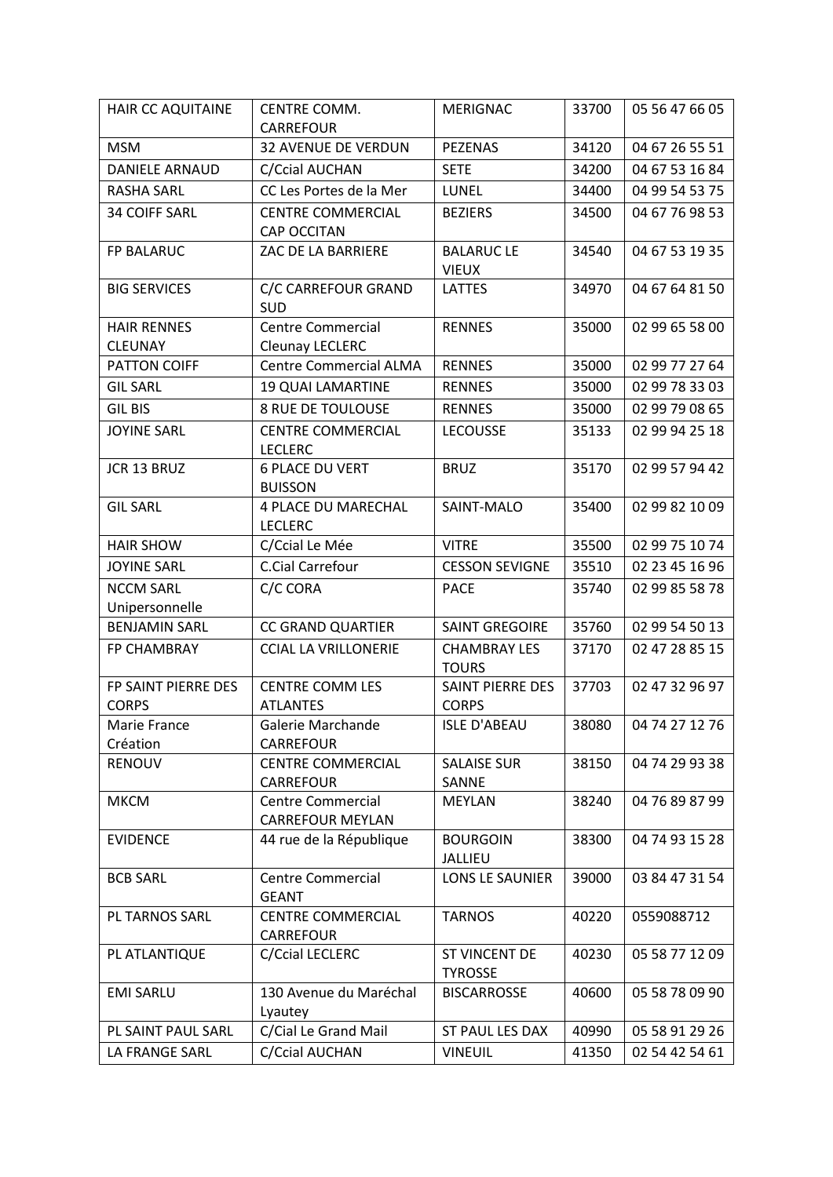| HAIR CC AQUITAINE | CENTRE COMM. CARREFOUR | MERIGNAC | 33700 | 05 56 47 66 05 |
|---|---|---|---|---|
| MSM | 32 AVENUE DE VERDUN | PEZENAS | 34120 | 04 67 26 55 51 |
| DANIELE ARNAUD | C/Ccial AUCHAN | SETE | 34200 | 04 67 53 16 84 |
| RASHA SARL | CC Les Portes de la Mer | LUNEL | 34400 | 04 99 54 53 75 |
| 34 COIFF SARL | CENTRE COMMERCIAL CAP OCCITAN | BEZIERS | 34500 | 04 67 76 98 53 |
| FP BALARUC | ZAC DE LA BARRIERE | BALARUC LE VIEUX | 34540 | 04 67 53 19 35 |
| BIG SERVICES | C/C CARREFOUR GRAND SUD | LATTES | 34970 | 04 67 64 81 50 |
| HAIR RENNES CLEUNAY | Centre Commercial Cleunay LECLERC | RENNES | 35000 | 02 99 65 58 00 |
| PATTON COIFF | Centre Commercial ALMA | RENNES | 35000 | 02 99 77 27 64 |
| GIL SARL | 19 QUAI LAMARTINE | RENNES | 35000 | 02 99 78 33 03 |
| GIL BIS | 8 RUE DE TOULOUSE | RENNES | 35000 | 02 99 79 08 65 |
| JOYINE SARL | CENTRE COMMERCIAL LECLERC | LECOUSSE | 35133 | 02 99 94 25 18 |
| JCR 13 BRUZ | 6 PLACE DU VERT BUISSON | BRUZ | 35170 | 02 99 57 94 42 |
| GIL SARL | 4 PLACE DU MARECHAL LECLERC | SAINT-MALO | 35400 | 02 99 82 10 09 |
| HAIR SHOW | C/Ccial Le Mée | VITRE | 35500 | 02 99 75 10 74 |
| JOYINE SARL | C.Cial Carrefour | CESSON SEVIGNE | 35510 | 02 23 45 16 96 |
| NCCM SARL Unipersonnelle | C/C CORA | PACE | 35740 | 02 99 85 58 78 |
| BENJAMIN SARL | CC GRAND QUARTIER | SAINT GREGOIRE | 35760 | 02 99 54 50 13 |
| FP CHAMBRAY | CCIAL LA VRILLONERIE | CHAMBRAY LES TOURS | 37170 | 02 47 28 85 15 |
| FP SAINT PIERRE DES CORPS | CENTRE COMM LES ATLANTES | SAINT PIERRE DES CORPS | 37703 | 02 47 32 96 97 |
| Marie France Création | Galerie Marchande CARREFOUR | ISLE D'ABEAU | 38080 | 04 74 27 12 76 |
| RENOUV | CENTRE COMMERCIAL CARREFOUR | SALAISE SUR SANNE | 38150 | 04 74 29 93 38 |
| MKCM | Centre Commercial CARREFOUR MEYLAN | MEYLAN | 38240 | 04 76 89 87 99 |
| EVIDENCE | 44 rue de la République | BOURGOIN JALLIEU | 38300 | 04 74 93 15 28 |
| BCB SARL | Centre Commercial GEANT | LONS LE SAUNIER | 39000 | 03 84 47 31 54 |
| PL TARNOS SARL | CENTRE COMMERCIAL CARREFOUR | TARNOS | 40220 | 0559088712 |
| PL ATLANTIQUE | C/Ccial LECLERC | ST VINCENT DE TYROSSE | 40230 | 05 58 77 12 09 |
| EMI SARLU | 130 Avenue du Maréchal Lyautey | BISCARROSSE | 40600 | 05 58 78 09 90 |
| PL SAINT PAUL SARL | C/Cial Le Grand Mail | ST PAUL LES DAX | 40990 | 05 58 91 29 26 |
| LA FRANGE SARL | C/Ccial AUCHAN | VINEUIL | 41350 | 02 54 42 54 61 |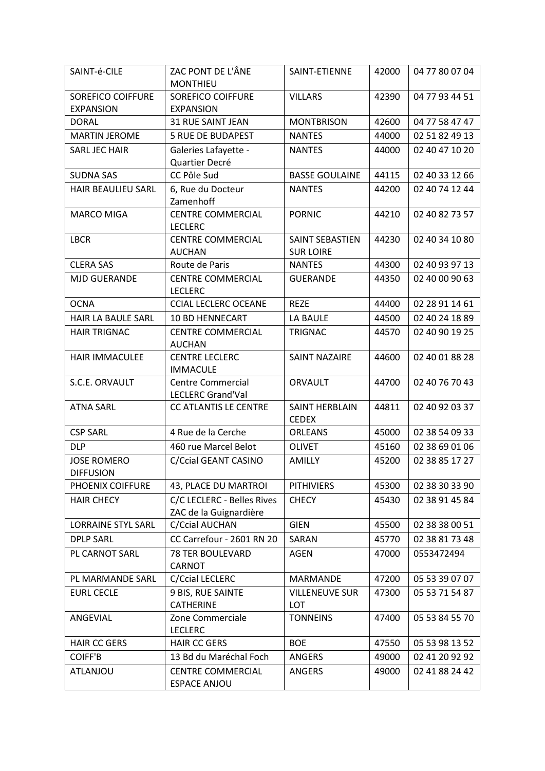| SAINT-é-CILE | ZAC PONT DE L'ÂNE MONTHIEU | SAINT-ETIENNE | 42000 | 04 77 80 07 04 |
|---|---|---|---|---|
| SOREFICO COIFFURE EXPANSION | SOREFICO COIFFURE EXPANSION | VILLARS | 42390 | 04 77 93 44 51 |
| DORAL | 31 RUE SAINT JEAN | MONTBRISON | 42600 | 04 77 58 47 47 |
| MARTIN JEROME | 5 RUE DE BUDAPEST | NANTES | 44000 | 02 51 82 49 13 |
| SARL JEC HAIR | Galeries Lafayette - Quartier Decré | NANTES | 44000 | 02 40 47 10 20 |
| SUDNA SAS | CC Pôle Sud | BASSE GOULAINE | 44115 | 02 40 33 12 66 |
| HAIR BEAULIEU SARL | 6, Rue du Docteur Zamenhoff | NANTES | 44200 | 02 40 74 12 44 |
| MARCO MIGA | CENTRE COMMERCIAL LECLERC | PORNIC | 44210 | 02 40 82 73 57 |
| LBCR | CENTRE COMMERCIAL AUCHAN | SAINT SEBASTIEN SUR LOIRE | 44230 | 02 40 34 10 80 |
| CLERA SAS | Route de Paris | NANTES | 44300 | 02 40 93 97 13 |
| MJD GUERANDE | CENTRE COMMERCIAL LECLERC | GUERANDE | 44350 | 02 40 00 90 63 |
| OCNA | CCIAL LECLERC OCEANE | REZE | 44400 | 02 28 91 14 61 |
| HAIR LA BAULE SARL | 10 BD HENNECART | LA BAULE | 44500 | 02 40 24 18 89 |
| HAIR TRIGNAC | CENTRE COMMERCIAL AUCHAN | TRIGNAC | 44570 | 02 40 90 19 25 |
| HAIR IMMACULEE | CENTRE LECLERC IMMACULE | SAINT NAZAIRE | 44600 | 02 40 01 88 28 |
| S.C.E. ORVAULT | Centre Commercial LECLERC Grand'Val | ORVAULT | 44700 | 02 40 76 70 43 |
| ATNA SARL | CC ATLANTIS LE CENTRE | SAINT HERBLAIN CEDEX | 44811 | 02 40 92 03 37 |
| CSP SARL | 4 Rue de la Cerche | ORLEANS | 45000 | 02 38 54 09 33 |
| DLP | 460 rue Marcel Belot | OLIVET | 45160 | 02 38 69 01 06 |
| JOSE ROMERO DIFFUSION | C/Ccial GEANT CASINO | AMILLY | 45200 | 02 38 85 17 27 |
| PHOENIX COIFFURE | 43, PLACE DU MARTROI | PITHIVIERS | 45300 | 02 38 30 33 90 |
| HAIR CHECY | C/C LECLERC - Belles Rives ZAC de la Guignardière | CHECY | 45430 | 02 38 91 45 84 |
| LORRAINE STYL SARL | C/Ccial AUCHAN | GIEN | 45500 | 02 38 38 00 51 |
| DPLP SARL | CC Carrefour - 2601 RN 20 | SARAN | 45770 | 02 38 81 73 48 |
| PL CARNOT SARL | 78 TER BOULEVARD CARNOT | AGEN | 47000 | 0553472494 |
| PL MARMANDE SARL | C/Ccial LECLERC | MARMANDE | 47200 | 05 53 39 07 07 |
| EURL CECLE | 9 BIS, RUE SAINTE CATHERINE | VILLENEUVE SUR LOT | 47300 | 05 53 71 54 87 |
| ANGEVIAL | Zone Commerciale LECLERC | TONNEINS | 47400 | 05 53 84 55 70 |
| HAIR CC GERS | HAIR CC GERS | BOE | 47550 | 05 53 98 13 52 |
| COIFF'B | 13 Bd du Maréchal Foch | ANGERS | 49000 | 02 41 20 92 92 |
| ATLANJOU | CENTRE COMMERCIAL ESPACE ANJOU | ANGERS | 49000 | 02 41 88 24 42 |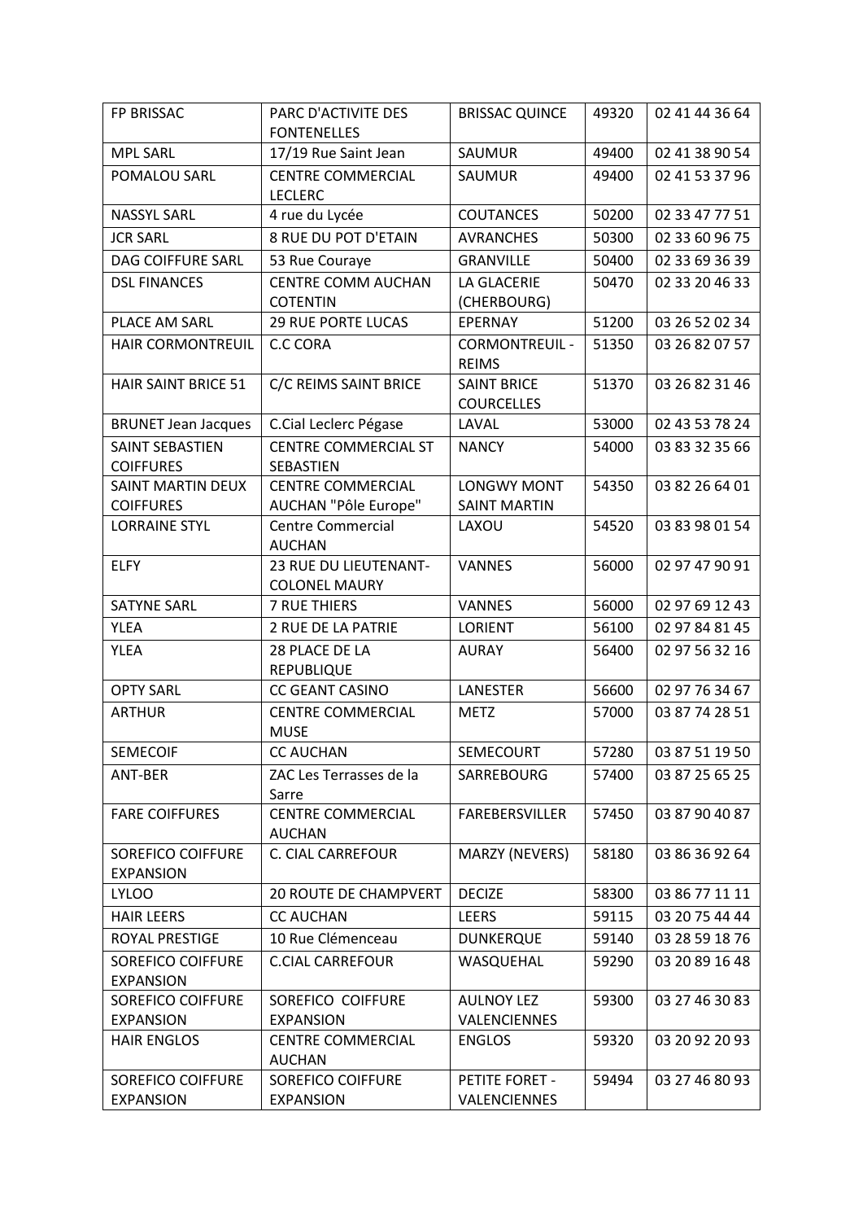| FP BRISSAC | PARC D'ACTIVITE DES FONTENELLES | BRISSAC QUINCE | 49320 | 02 41 44 36 64 |
|---|---|---|---|---|
| MPL SARL | 17/19 Rue Saint Jean | SAUMUR | 49400 | 02 41 38 90 54 |
| POMALOU SARL | CENTRE COMMERCIAL LECLERC | SAUMUR | 49400 | 02 41 53 37 96 |
| NASSYL SARL | 4 rue du Lycée | COUTANCES | 50200 | 02 33 47 77 51 |
| JCR SARL | 8 RUE DU POT D'ETAIN | AVRANCHES | 50300 | 02 33 60 96 75 |
| DAG COIFFURE SARL | 53 Rue Couraye | GRANVILLE | 50400 | 02 33 69 36 39 |
| DSL FINANCES | CENTRE COMM AUCHAN COTENTIN | LA GLACERIE (CHERBOURG) | 50470 | 02 33 20 46 33 |
| PLACE AM SARL | 29 RUE PORTE LUCAS | EPERNAY | 51200 | 03 26 52 02 34 |
| HAIR CORMONTREUIL | C.C CORA | CORMONTREUIL - REIMS | 51350 | 03 26 82 07 57 |
| HAIR SAINT BRICE 51 | C/C REIMS SAINT BRICE | SAINT BRICE COURCELLES | 51370 | 03 26 82 31 46 |
| BRUNET Jean Jacques | C.Cial Leclerc Pégase | LAVAL | 53000 | 02 43 53 78 24 |
| SAINT SEBASTIEN COIFFURES | CENTRE COMMERCIAL ST SEBASTIEN | NANCY | 54000 | 03 83 32 35 66 |
| SAINT MARTIN DEUX COIFFURES | CENTRE COMMERCIAL AUCHAN "Pôle Europe" | LONGWY MONT SAINT MARTIN | 54350 | 03 82 26 64 01 |
| LORRAINE STYL | Centre Commercial AUCHAN | LAXOU | 54520 | 03 83 98 01 54 |
| ELFY | 23 RUE DU LIEUTENANT-COLONEL MAURY | VANNES | 56000 | 02 97 47 90 91 |
| SATYNE SARL | 7 RUE THIERS | VANNES | 56000 | 02 97 69 12 43 |
| YLEA | 2 RUE DE LA PATRIE | LORIENT | 56100 | 02 97 84 81 45 |
| YLEA | 28 PLACE DE LA REPUBLIQUE | AURAY | 56400 | 02 97 56 32 16 |
| OPTY SARL | CC GEANT CASINO | LANESTER | 56600 | 02 97 76 34 67 |
| ARTHUR | CENTRE COMMERCIAL MUSE | METZ | 57000 | 03 87 74 28 51 |
| SEMECOIF | CC AUCHAN | SEMECOURT | 57280 | 03 87 51 19 50 |
| ANT-BER | ZAC Les Terrasses de la Sarre | SARREBOURG | 57400 | 03 87 25 65 25 |
| FARE COIFFURES | CENTRE COMMERCIAL AUCHAN | FAREBERSVILLER | 57450 | 03 87 90 40 87 |
| SOREFICO COIFFURE EXPANSION | C. CIAL CARREFOUR | MARZY (NEVERS) | 58180 | 03 86 36 92 64 |
| LYLOO | 20 ROUTE DE CHAMPVERT | DECIZE | 58300 | 03 86 77 11 11 |
| HAIR LEERS | CC AUCHAN | LEERS | 59115 | 03 20 75 44 44 |
| ROYAL PRESTIGE | 10 Rue Clémenceau | DUNKERQUE | 59140 | 03 28 59 18 76 |
| SOREFICO COIFFURE EXPANSION | C.CIAL CARREFOUR | WASQUEHAL | 59290 | 03 20 89 16 48 |
| SOREFICO COIFFURE EXPANSION | SOREFICO COIFFURE EXPANSION | AULNOY LEZ VALENCIENNES | 59300 | 03 27 46 30 83 |
| HAIR ENGLOS | CENTRE COMMERCIAL AUCHAN | ENGLOS | 59320 | 03 20 92 20 93 |
| SOREFICO COIFFURE EXPANSION | SOREFICO COIFFURE EXPANSION | PETITE FORET - VALENCIENNES | 59494 | 03 27 46 80 93 |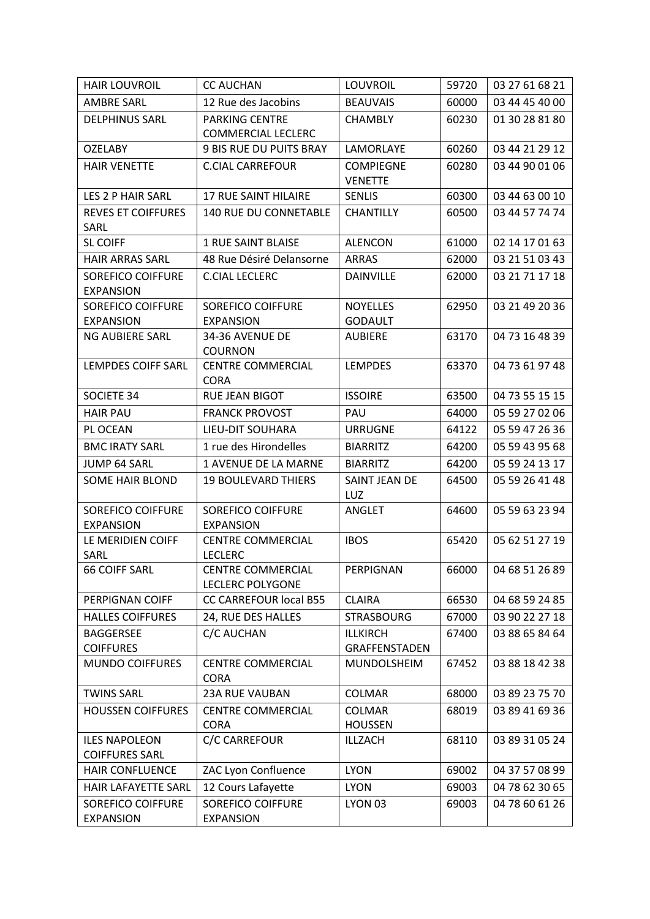| HAIR LOUVROIL | CC AUCHAN | LOUVROIL | 59720 | 03 27 61 68 21 |
|---|---|---|---|---|
| AMBRE SARL | 12 Rue des Jacobins | BEAUVAIS | 60000 | 03 44 45 40 00 |
| DELPHINUS SARL | PARKING CENTRE COMMERCIAL LECLERC | CHAMBLY | 60230 | 01 30 28 81 80 |
| OZELABY | 9 BIS RUE DU PUITS BRAY | LAMORLAYE | 60260 | 03 44 21 29 12 |
| HAIR VENETTE | C.CIAL CARREFOUR | COMPIEGNE VENETTE | 60280 | 03 44 90 01 06 |
| LES 2 P HAIR SARL | 17 RUE SAINT HILAIRE | SENLIS | 60300 | 03 44 63 00 10 |
| REVES ET COIFFURES SARL | 140 RUE DU CONNETABLE | CHANTILLY | 60500 | 03 44 57 74 74 |
| SL COIFF | 1 RUE SAINT BLAISE | ALENCON | 61000 | 02 14 17 01 63 |
| HAIR ARRAS SARL | 48 Rue Désiré Delansorne | ARRAS | 62000 | 03 21 51 03 43 |
| SOREFICO COIFFURE EXPANSION | C.CIAL LECLERC | DAINVILLE | 62000 | 03 21 71 17 18 |
| SOREFICO COIFFURE EXPANSION | SOREFICO COIFFURE EXPANSION | NOYELLES GODAULT | 62950 | 03 21 49 20 36 |
| NG AUBIERE SARL | 34-36 AVENUE DE COURNON | AUBIERE | 63170 | 04 73 16 48 39 |
| LEMPDES COIFF SARL | CENTRE COMMERCIAL CORA | LEMPDES | 63370 | 04 73 61 97 48 |
| SOCIETE 34 | RUE JEAN BIGOT | ISSOIRE | 63500 | 04 73 55 15 15 |
| HAIR PAU | FRANCK PROVOST | PAU | 64000 | 05 59 27 02 06 |
| PL OCEAN | LIEU-DIT SOUHARA | URRUGNE | 64122 | 05 59 47 26 36 |
| BMC IRATY SARL | 1 rue des Hirondelles | BIARRITZ | 64200 | 05 59 43 95 68 |
| JUMP 64 SARL | 1 AVENUE DE LA MARNE | BIARRITZ | 64200 | 05 59 24 13 17 |
| SOME HAIR BLOND | 19 BOULEVARD THIERS | SAINT JEAN DE LUZ | 64500 | 05 59 26 41 48 |
| SOREFICO COIFFURE EXPANSION | SOREFICO COIFFURE EXPANSION | ANGLET | 64600 | 05 59 63 23 94 |
| LE MERIDIEN COIFF SARL | CENTRE COMMERCIAL LECLERC | IBOS | 65420 | 05 62 51 27 19 |
| 66 COIFF SARL | CENTRE COMMERCIAL LECLERC POLYGONE | PERPIGNAN | 66000 | 04 68 51 26 89 |
| PERPIGNAN COIFF | CC CARREFOUR local B55 | CLAIRA | 66530 | 04 68 59 24 85 |
| HALLES COIFFURES | 24, RUE DES HALLES | STRASBOURG | 67000 | 03 90 22 27 18 |
| BAGGERSEE COIFFURES | C/C AUCHAN | ILLKIRCH GRAFFENSTADEN | 67400 | 03 88 65 84 64 |
| MUNDO COIFFURES | CENTRE COMMERCIAL CORA | MUNDOLSHEIM | 67452 | 03 88 18 42 38 |
| TWINS SARL | 23A RUE VAUBAN | COLMAR | 68000 | 03 89 23 75 70 |
| HOUSSEN COIFFURES | CENTRE COMMERCIAL CORA | COLMAR HOUSSEN | 68019 | 03 89 41 69 36 |
| ILES NAPOLEON COIFFURES SARL | C/C CARREFOUR | ILLZACH | 68110 | 03 89 31 05 24 |
| HAIR CONFLUENCE | ZAC Lyon Confluence | LYON | 69002 | 04 37 57 08 99 |
| HAIR LAFAYETTE SARL | 12 Cours Lafayette | LYON | 69003 | 04 78 62 30 65 |
| SOREFICO COIFFURE EXPANSION | SOREFICO COIFFURE EXPANSION | LYON 03 | 69003 | 04 78 60 61 26 |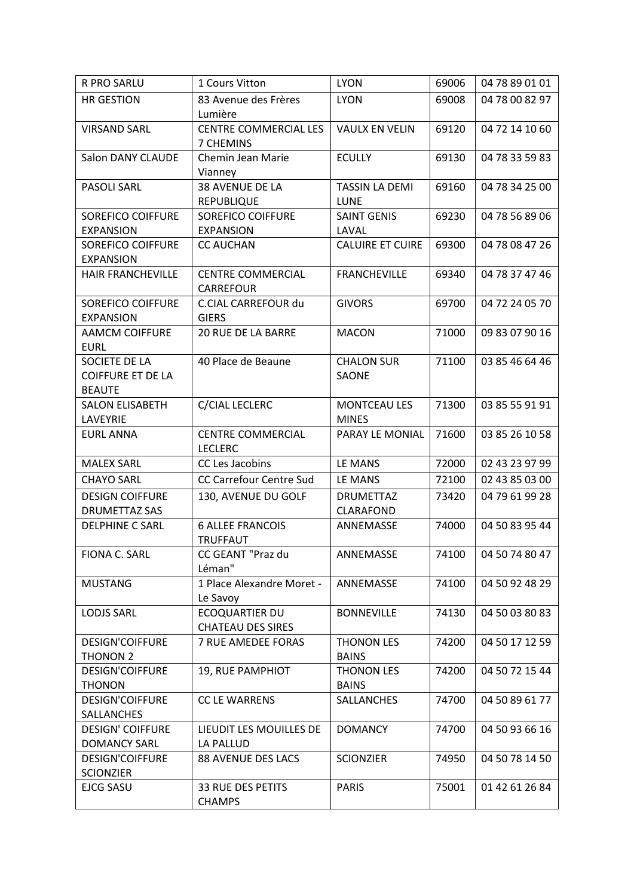| R PRO SARLU | 1 Cours Vitton | LYON | 69006 | 04 78 89 01 01 |
|---|---|---|---|---|
| HR GESTION | 83 Avenue des Frères Lumière | LYON | 69008 | 04 78 00 82 97 |
| VIRSAND SARL | CENTRE COMMERCIAL LES 7 CHEMINS | VAULX EN VELIN | 69120 | 04 72 14 10 60 |
| Salon DANY CLAUDE | Chemin Jean Marie Vianney | ECULLY | 69130 | 04 78 33 59 83 |
| PASOLI SARL | 38 AVENUE DE LA REPUBLIQUE | TASSIN LA DEMI LUNE | 69160 | 04 78 34 25 00 |
| SOREFICO COIFFURE EXPANSION | SOREFICO COIFFURE EXPANSION | SAINT GENIS LAVAL | 69230 | 04 78 56 89 06 |
| SOREFICO COIFFURE EXPANSION | CC AUCHAN | CALUIRE ET CUIRE | 69300 | 04 78 08 47 26 |
| HAIR FRANCHEVILLE | CENTRE COMMERCIAL CARREFOUR | FRANCHEVILLE | 69340 | 04 78 37 47 46 |
| SOREFICO COIFFURE EXPANSION | C.CIAL CARREFOUR du GIERS | GIVORS | 69700 | 04 72 24 05 70 |
| AAMCM COIFFURE EURL | 20 RUE DE LA BARRE | MACON | 71000 | 09 83 07 90 16 |
| SOCIETE DE LA COIFFURE ET DE LA BEAUTE | 40 Place de Beaune | CHALON SUR SAONE | 71100 | 03 85 46 64 46 |
| SALON ELISABETH LAVEYRIE | C/CIAL LECLERC | MONTCEAU LES MINES | 71300 | 03 85 55 91 91 |
| EURL ANNA | CENTRE COMMERCIAL LECLERC | PARAY LE MONIAL | 71600 | 03 85 26 10 58 |
| MALEX SARL | CC Les Jacobins | LE MANS | 72000 | 02 43 23 97 99 |
| CHAYO SARL | CC Carrefour Centre Sud | LE MANS | 72100 | 02 43 85 03 00 |
| DESIGN COIFFURE DRUMETTAZ SAS | 130, AVENUE DU GOLF | DRUMETTAZ CLARAFOND | 73420 | 04 79 61 99 28 |
| DELPHINE C SARL | 6 ALLEE FRANCOIS TRUFFAUT | ANNEMASSE | 74000 | 04 50 83 95 44 |
| FIONA C. SARL | CC GEANT "Praz du Léman" | ANNEMASSE | 74100 | 04 50 74 80 47 |
| MUSTANG | 1 Place Alexandre Moret - Le Savoy | ANNEMASSE | 74100 | 04 50 92 48 29 |
| LODJS SARL | ECOQUARTIER DU CHATEAU DES SIRES | BONNEVILLE | 74130 | 04 50 03 80 83 |
| DESIGN'COIFFURE THONON 2 | 7 RUE AMEDEE FORAS | THONON LES BAINS | 74200 | 04 50 17 12 59 |
| DESIGN'COIFFURE THONON | 19, RUE PAMPHIOT | THONON LES BAINS | 74200 | 04 50 72 15 44 |
| DESIGN'COIFFURE SALLANCHES | CC LE WARRENS | SALLANCHES | 74700 | 04 50 89 61 77 |
| DESIGN' COIFFURE DOMANCY SARL | LIEUDIT LES MOUILLES DE LA PALLUD | DOMANCY | 74700 | 04 50 93 66 16 |
| DESIGN'COIFFURE SCIONZIER | 88 AVENUE DES LACS | SCIONZIER | 74950 | 04 50 78 14 50 |
| EJCG SASU | 33 RUE DES PETITS CHAMPS | PARIS | 75001 | 01 42 61 26 84 |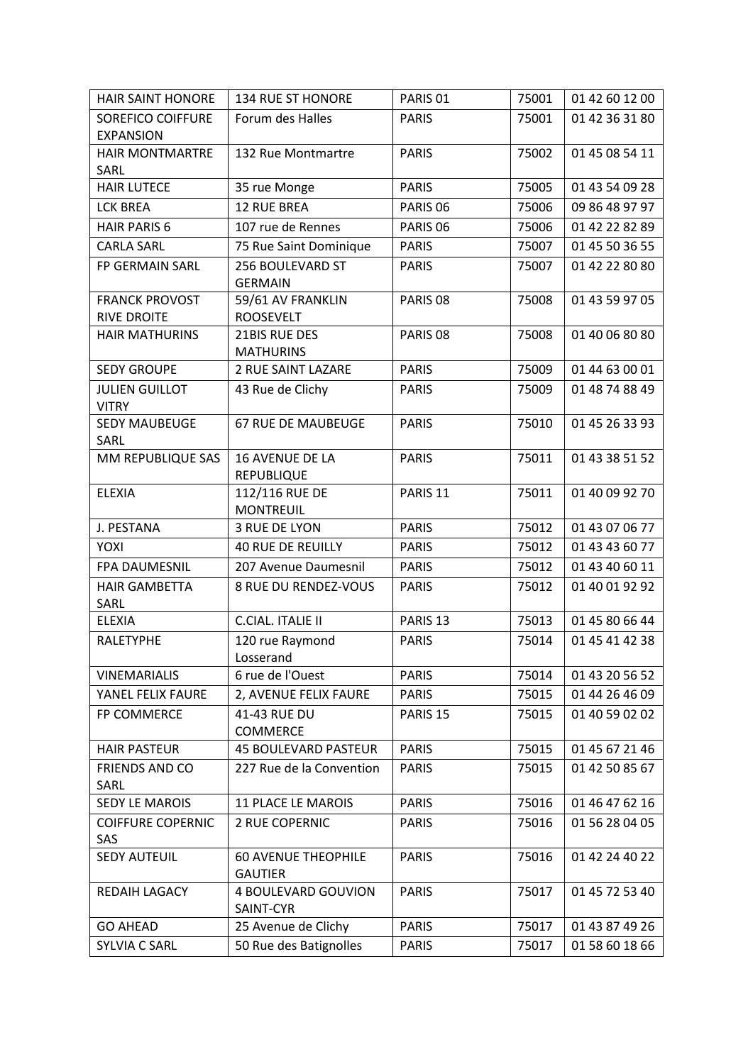| HAIR SAINT HONORE | 134 RUE ST HONORE | PARIS 01 | 75001 | 01 42 60 12 00 |
|---|---|---|---|---|
| SOREFICO COIFFURE EXPANSION | Forum des Halles | PARIS | 75001 | 01 42 36 31 80 |
| HAIR MONTMARTRE SARL | 132 Rue Montmartre | PARIS | 75002 | 01 45 08 54 11 |
| HAIR LUTECE | 35 rue Monge | PARIS | 75005 | 01 43 54 09 28 |
| LCK BREA | 12 RUE BREA | PARIS 06 | 75006 | 09 86 48 97 97 |
| HAIR PARIS 6 | 107 rue de Rennes | PARIS 06 | 75006 | 01 42 22 82 89 |
| CARLA SARL | 75 Rue Saint Dominique | PARIS | 75007 | 01 45 50 36 55 |
| FP GERMAIN SARL | 256 BOULEVARD ST GERMAIN | PARIS | 75007 | 01 42 22 80 80 |
| FRANCK PROVOST RIVE DROITE | 59/61 AV FRANKLIN ROOSEVELT | PARIS 08 | 75008 | 01 43 59 97 05 |
| HAIR MATHURINS | 21BIS RUE DES MATHURINS | PARIS 08 | 75008 | 01 40 06 80 80 |
| SEDY GROUPE | 2 RUE SAINT LAZARE | PARIS | 75009 | 01 44 63 00 01 |
| JULIEN GUILLOT VITRY | 43 Rue de Clichy | PARIS | 75009 | 01 48 74 88 49 |
| SEDY MAUBEUGE SARL | 67 RUE DE MAUBEUGE | PARIS | 75010 | 01 45 26 33 93 |
| MM REPUBLIQUE SAS | 16 AVENUE DE LA REPUBLIQUE | PARIS | 75011 | 01 43 38 51 52 |
| ELEXIA | 112/116 RUE DE MONTREUIL | PARIS 11 | 75011 | 01 40 09 92 70 |
| J. PESTANA | 3 RUE DE LYON | PARIS | 75012 | 01 43 07 06 77 |
| YOXI | 40 RUE DE REUILLY | PARIS | 75012 | 01 43 43 60 77 |
| FPA DAUMESNIL | 207 Avenue Daumesnil | PARIS | 75012 | 01 43 40 60 11 |
| HAIR GAMBETTA SARL | 8 RUE DU RENDEZ-VOUS | PARIS | 75012 | 01 40 01 92 92 |
| ELEXIA | C.CIAL. ITALIE II | PARIS 13 | 75013 | 01 45 80 66 44 |
| RALETYPHE | 120 rue Raymond Losserand | PARIS | 75014 | 01 45 41 42 38 |
| VINEMARIALIS | 6 rue de l'Ouest | PARIS | 75014 | 01 43 20 56 52 |
| YANEL FELIX FAURE | 2, AVENUE FELIX FAURE | PARIS | 75015 | 01 44 26 46 09 |
| FP COMMERCE | 41-43 RUE DU COMMERCE | PARIS 15 | 75015 | 01 40 59 02 02 |
| HAIR PASTEUR | 45 BOULEVARD PASTEUR | PARIS | 75015 | 01 45 67 21 46 |
| FRIENDS AND CO SARL | 227 Rue de la Convention | PARIS | 75015 | 01 42 50 85 67 |
| SEDY LE MAROIS | 11 PLACE LE MAROIS | PARIS | 75016 | 01 46 47 62 16 |
| COIFFURE COPERNIC SAS | 2 RUE COPERNIC | PARIS | 75016 | 01 56 28 04 05 |
| SEDY AUTEUIL | 60 AVENUE THEOPHILE GAUTIER | PARIS | 75016 | 01 42 24 40 22 |
| REDAIH LAGACY | 4 BOULEVARD GOUVION SAINT-CYR | PARIS | 75017 | 01 45 72 53 40 |
| GO AHEAD | 25 Avenue de Clichy | PARIS | 75017 | 01 43 87 49 26 |
| SYLVIA C SARL | 50 Rue des Batignolles | PARIS | 75017 | 01 58 60 18 66 |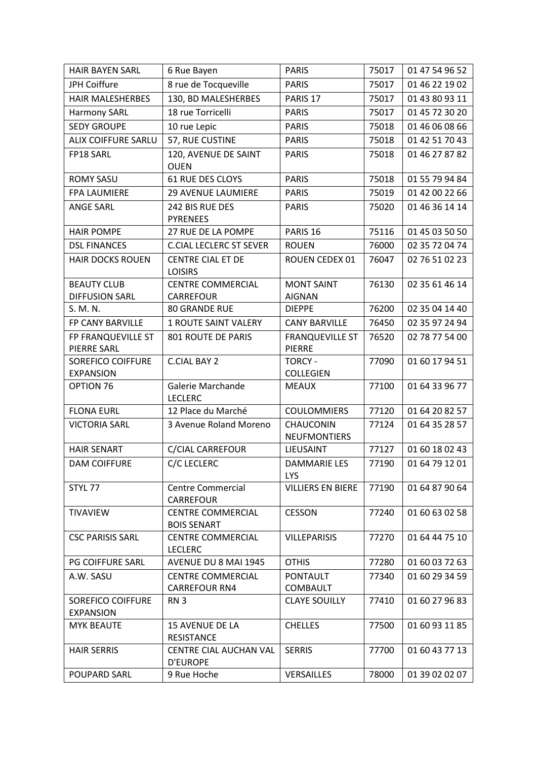| HAIR BAYEN SARL | 6 Rue Bayen | PARIS | 75017 | 01 47 54 96 52 |
|---|---|---|---|---|
| JPH Coiffure | 8 rue de Tocqueville | PARIS | 75017 | 01 46 22 19 02 |
| HAIR MALESHERBES | 130, BD MALESHERBES | PARIS 17 | 75017 | 01 43 80 93 11 |
| Harmony SARL | 18 rue Torricelli | PARIS | 75017 | 01 45 72 30 20 |
| SEDY GROUPE | 10 rue Lepic | PARIS | 75018 | 01 46 06 08 66 |
| ALIX COIFFURE SARLU | 57, RUE CUSTINE | PARIS | 75018 | 01 42 51 70 43 |
| FP18 SARL | 120, AVENUE DE SAINT OUEN | PARIS | 75018 | 01 46 27 87 82 |
| ROMY SASU | 61 RUE DES CLOYS | PARIS | 75018 | 01 55 79 94 84 |
| FPA LAUMIERE | 29 AVENUE LAUMIERE | PARIS | 75019 | 01 42 00 22 66 |
| ANGE SARL | 242 BIS RUE DES PYRENEES | PARIS | 75020 | 01 46 36 14 14 |
| HAIR POMPE | 27 RUE DE LA POMPE | PARIS 16 | 75116 | 01 45 03 50 50 |
| DSL FINANCES | C.CIAL LECLERC ST SEVER | ROUEN | 76000 | 02 35 72 04 74 |
| HAIR DOCKS ROUEN | CENTRE CIAL ET DE LOISIRS | ROUEN CEDEX 01 | 76047 | 02 76 51 02 23 |
| BEAUTY CLUB DIFFUSION SARL | CENTRE COMMERCIAL CARREFOUR | MONT SAINT AIGNAN | 76130 | 02 35 61 46 14 |
| S. M. N. | 80 GRANDE RUE | DIEPPE | 76200 | 02 35 04 14 40 |
| FP CANY BARVILLE | 1 ROUTE SAINT VALERY | CANY BARVILLE | 76450 | 02 35 97 24 94 |
| FP FRANQUEVILLE ST PIERRE SARL | 801 ROUTE DE PARIS | FRANQUEVILLE ST PIERRE | 76520 | 02 78 77 54 00 |
| SOREFICO COIFFURE EXPANSION | C.CIAL BAY 2 | TORCY - COLLEGIEN | 77090 | 01 60 17 94 51 |
| OPTION 76 | Galerie Marchande LECLERC | MEAUX | 77100 | 01 64 33 96 77 |
| FLONA EURL | 12 Place du Marché | COULOMMIERS | 77120 | 01 64 20 82 57 |
| VICTORIA SARL | 3 Avenue Roland Moreno | CHAUCONIN NEUFMONTIERS | 77124 | 01 64 35 28 57 |
| HAIR SENART | C/CIAL CARREFOUR | LIEUSAINT | 77127 | 01 60 18 02 43 |
| DAM COIFFURE | C/C LECLERC | DAMMARIE LES LYS | 77190 | 01 64 79 12 01 |
| STYL 77 | Centre Commercial CARREFOUR | VILLIERS EN BIERE | 77190 | 01 64 87 90 64 |
| TIVAVIEW | CENTRE COMMERCIAL BOIS SENART | CESSON | 77240 | 01 60 63 02 58 |
| CSC PARISIS SARL | CENTRE COMMERCIAL LECLERC | VILLEPARISIS | 77270 | 01 64 44 75 10 |
| PG COIFFURE SARL | AVENUE DU 8 MAI 1945 | OTHIS | 77280 | 01 60 03 72 63 |
| A.W. SASU | CENTRE COMMERCIAL CARREFOUR RN4 | PONTAULT COMBAULT | 77340 | 01 60 29 34 59 |
| SOREFICO COIFFURE EXPANSION | RN 3 | CLAYE SOUILLY | 77410 | 01 60 27 96 83 |
| MYK BEAUTE | 15 AVENUE DE LA RESISTANCE | CHELLES | 77500 | 01 60 93 11 85 |
| HAIR SERRIS | CENTRE CIAL AUCHAN VAL D'EUROPE | SERRIS | 77700 | 01 60 43 77 13 |
| POUPARD SARL | 9 Rue Hoche | VERSAILLES | 78000 | 01 39 02 02 07 |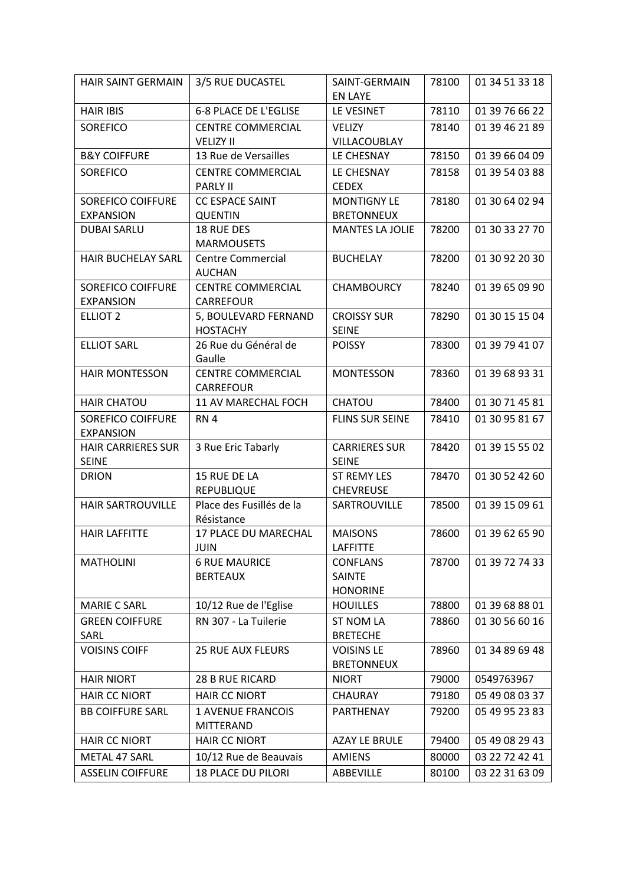| HAIR SAINT GERMAIN | 3/5 RUE DUCASTEL | SAINT-GERMAIN EN LAYE | 78100 | 01 34 51 33 18 |
|---|---|---|---|---|
| HAIR IBIS | 6-8 PLACE DE L'EGLISE | LE VESINET | 78110 | 01 39 76 66 22 |
| SOREFICO | CENTRE COMMERCIAL VELIZY II | VELIZY VILLACOUBLAY | 78140 | 01 39 46 21 89 |
| B&Y COIFFURE | 13 Rue de Versailles | LE CHESNAY | 78150 | 01 39 66 04 09 |
| SOREFICO | CENTRE COMMERCIAL PARLY II | LE CHESNAY CEDEX | 78158 | 01 39 54 03 88 |
| SOREFICO COIFFURE EXPANSION | CC ESPACE SAINT QUENTIN | MONTIGNY LE BRETONNEUX | 78180 | 01 30 64 02 94 |
| DUBAI SARLU | 18 RUE DES MARMOUSETS | MANTES LA JOLIE | 78200 | 01 30 33 27 70 |
| HAIR BUCHELAY SARL | Centre Commercial AUCHAN | BUCHELAY | 78200 | 01 30 92 20 30 |
| SOREFICO COIFFURE EXPANSION | CENTRE COMMERCIAL CARREFOUR | CHAMBOURCY | 78240 | 01 39 65 09 90 |
| ELLIOT 2 | 5, BOULEVARD FERNAND HOSTACHY | CROISSY SUR SEINE | 78290 | 01 30 15 15 04 |
| ELLIOT SARL | 26 Rue du Général de Gaulle | POISSY | 78300 | 01 39 79 41 07 |
| HAIR MONTESSON | CENTRE COMMERCIAL CARREFOUR | MONTESSON | 78360 | 01 39 68 93 31 |
| HAIR CHATOU | 11 AV MARECHAL FOCH | CHATOU | 78400 | 01 30 71 45 81 |
| SOREFICO COIFFURE EXPANSION | RN 4 | FLINS SUR SEINE | 78410 | 01 30 95 81 67 |
| HAIR CARRIERES SUR SEINE | 3 Rue Eric Tabarly | CARRIERES SUR SEINE | 78420 | 01 39 15 55 02 |
| DRION | 15 RUE DE LA REPUBLIQUE | ST REMY LES CHEVREUSE | 78470 | 01 30 52 42 60 |
| HAIR SARTROUVILLE | Place des Fusillés de la Résistance | SARTROUVILLE | 78500 | 01 39 15 09 61 |
| HAIR LAFFITTE | 17 PLACE DU MARECHAL JUIN | MAISONS LAFFITTE | 78600 | 01 39 62 65 90 |
| MATHOLINI | 6 RUE MAURICE BERTEAUX | CONFLANS SAINTE HONORINE | 78700 | 01 39 72 74 33 |
| MARIE C SARL | 10/12 Rue de l'Eglise | HOUILLES | 78800 | 01 39 68 88 01 |
| GREEN COIFFURE SARL | RN 307 - La Tuilerie | ST NOM LA BRETECHE | 78860 | 01 30 56 60 16 |
| VOISINS COIFF | 25 RUE AUX FLEURS | VOISINS LE BRETONNEUX | 78960 | 01 34 89 69 48 |
| HAIR NIORT | 28 B RUE RICARD | NIORT | 79000 | 0549763967 |
| HAIR CC NIORT | HAIR CC NIORT | CHAURAY | 79180 | 05 49 08 03 37 |
| BB COIFFURE SARL | 1 AVENUE FRANCOIS MITTERAND | PARTHENAY | 79200 | 05 49 95 23 83 |
| HAIR CC NIORT | HAIR CC NIORT | AZAY LE BRULE | 79400 | 05 49 08 29 43 |
| METAL 47 SARL | 10/12 Rue de Beauvais | AMIENS | 80000 | 03 22 72 42 41 |
| ASSELIN COIFFURE | 18 PLACE DU PILORI | ABBEVILLE | 80100 | 03 22 31 63 09 |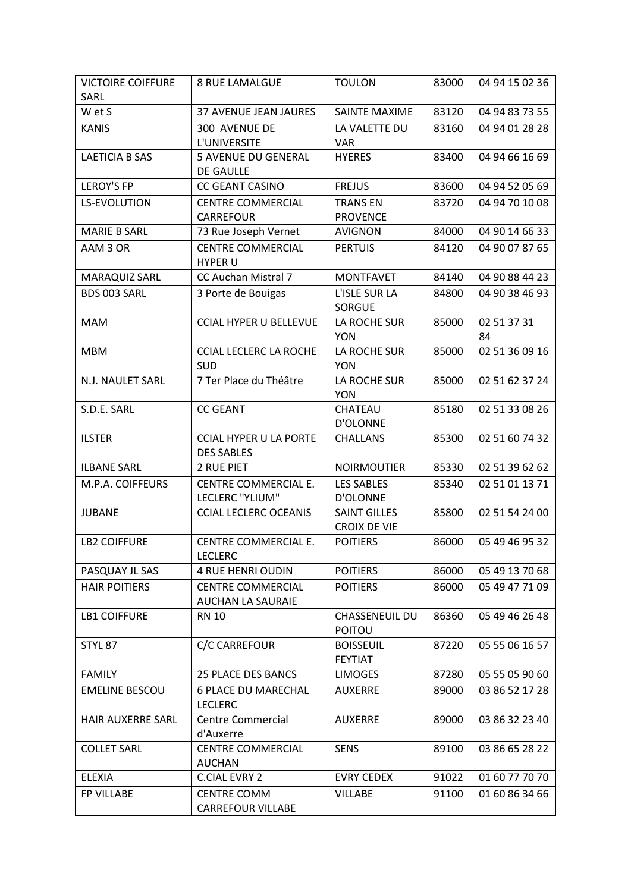| VICTOIRE COIFFURE SARL | 8 RUE LAMALGUE | TOULON | 83000 | 04 94 15 02 36 |
|---|---|---|---|---|
| W et S | 37 AVENUE JEAN JAURES | SAINTE MAXIME | 83120 | 04 94 83 73 55 |
| KANIS | 300 AVENUE DE L'UNIVERSITE | LA VALETTE DU VAR | 83160 | 04 94 01 28 28 |
| LAETICIA B SAS | 5 AVENUE DU GENERAL DE GAULLE | HYERES | 83400 | 04 94 66 16 69 |
| LEROY'S FP | CC GEANT CASINO | FREJUS | 83600 | 04 94 52 05 69 |
| LS-EVOLUTION | CENTRE COMMERCIAL CARREFOUR | TRANS EN PROVENCE | 83720 | 04 94 70 10 08 |
| MARIE B SARL | 73 Rue Joseph Vernet | AVIGNON | 84000 | 04 90 14 66 33 |
| AAM 3 OR | CENTRE COMMERCIAL HYPER U | PERTUIS | 84120 | 04 90 07 87 65 |
| MARAQUIZ SARL | CC Auchan Mistral 7 | MONTFAVET | 84140 | 04 90 88 44 23 |
| BDS 003 SARL | 3 Porte de Bouigas | L'ISLE SUR LA SORGUE | 84800 | 04 90 38 46 93 |
| MAM | CCIAL HYPER U BELLEVUE | LA ROCHE SUR YON | 85000 | 02 51 37 31 84 |
| MBM | CCIAL LECLERC LA ROCHE SUD | LA ROCHE SUR YON | 85000 | 02 51 36 09 16 |
| N.J. NAULET SARL | 7 Ter Place du Théâtre | LA ROCHE SUR YON | 85000 | 02 51 62 37 24 |
| S.D.E. SARL | CC GEANT | CHATEAU D'OLONNE | 85180 | 02 51 33 08 26 |
| ILSTER | CCIAL HYPER U LA PORTE DES SABLES | CHALLANS | 85300 | 02 51 60 74 32 |
| ILBANE SARL | 2 RUE PIET | NOIRMOUTIER | 85330 | 02 51 39 62 62 |
| M.P.A. COIFFEURS | CENTRE COMMERCIAL E. LECLERC "YLIUM" | LES SABLES D'OLONNE | 85340 | 02 51 01 13 71 |
| JUBANE | CCIAL LECLERC OCEANIS | SAINT GILLES CROIX DE VIE | 85800 | 02 51 54 24 00 |
| LB2 COIFFURE | CENTRE COMMERCIAL E. LECLERC | POITIERS | 86000 | 05 49 46 95 32 |
| PASQUAY JL SAS | 4 RUE HENRI OUDIN | POITIERS | 86000 | 05 49 13 70 68 |
| HAIR POITIERS | CENTRE COMMERCIAL AUCHAN LA SAURAIE | POITIERS | 86000 | 05 49 47 71 09 |
| LB1 COIFFURE | RN 10 | CHASSENEUIL DU POITOU | 86360 | 05 49 46 26 48 |
| STYL 87 | C/C CARREFOUR | BOISSEUIL FEYTIAT | 87220 | 05 55 06 16 57 |
| FAMILY | 25 PLACE DES BANCS | LIMOGES | 87280 | 05 55 05 90 60 |
| EMELINE BESCOU | 6 PLACE DU MARECHAL LECLERC | AUXERRE | 89000 | 03 86 52 17 28 |
| HAIR AUXERRE SARL | Centre Commercial d'Auxerre | AUXERRE | 89000 | 03 86 32 23 40 |
| COLLET SARL | CENTRE COMMERCIAL AUCHAN | SENS | 89100 | 03 86 65 28 22 |
| ELEXIA | C.CIAL EVRY 2 | EVRY CEDEX | 91022 | 01 60 77 70 70 |
| FP VILLABE | CENTRE COMM CARREFOUR VILLABE | VILLABE | 91100 | 01 60 86 34 66 |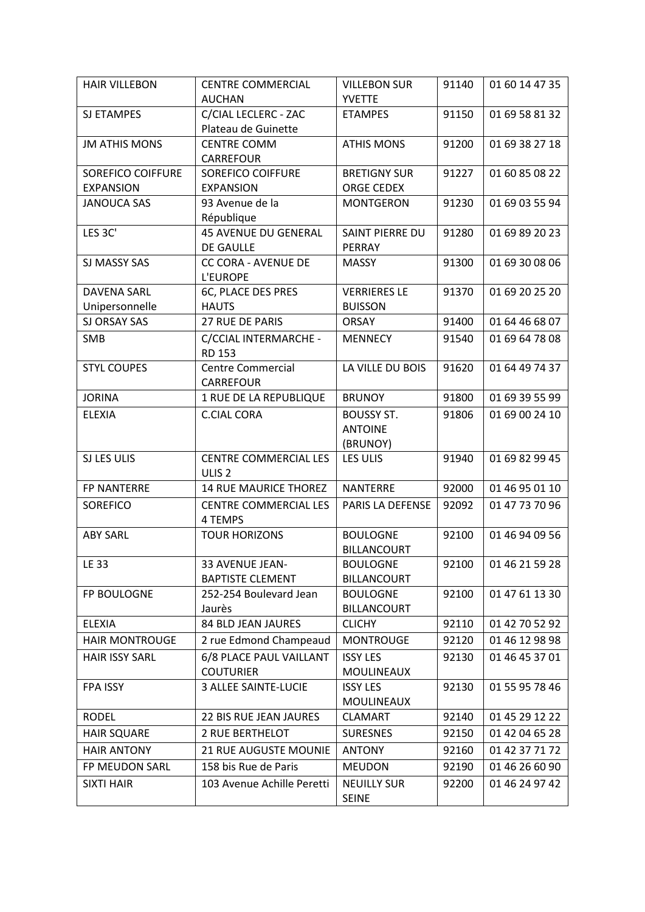| HAIR VILLEBON | CENTRE COMMERCIAL AUCHAN | VILLEBON SUR YVETTE | 91140 | 01 60 14 47 35 |
|---|---|---|---|---|
| SJ ETAMPES | C/CIAL LECLERC - ZAC Plateau de Guinette | ETAMPES | 91150 | 01 69 58 81 32 |
| JM ATHIS MONS | CENTRE COMM CARREFOUR | ATHIS MONS | 91200 | 01 69 38 27 18 |
| SOREFICO COIFFURE EXPANSION | SOREFICO COIFFURE EXPANSION | BRETIGNY SUR ORGE CEDEX | 91227 | 01 60 85 08 22 |
| JANOUCA SAS | 93 Avenue de la République | MONTGERON | 91230 | 01 69 03 55 94 |
| LES 3C' | 45 AVENUE DU GENERAL DE GAULLE | SAINT PIERRE DU PERRAY | 91280 | 01 69 89 20 23 |
| SJ MASSY SAS | CC CORA - AVENUE DE L'EUROPE | MASSY | 91300 | 01 69 30 08 06 |
| DAVENA SARL Unipersonnelle | 6C, PLACE DES PRES HAUTS | VERRIERES LE BUISSON | 91370 | 01 69 20 25 20 |
| SJ ORSAY SAS | 27 RUE DE PARIS | ORSAY | 91400 | 01 64 46 68 07 |
| SMB | C/CCIAL INTERMARCHE - RD 153 | MENNECY | 91540 | 01 69 64 78 08 |
| STYL COUPES | Centre Commercial CARREFOUR | LA VILLE DU BOIS | 91620 | 01 64 49 74 37 |
| JORINA | 1 RUE DE LA REPUBLIQUE | BRUNOY | 91800 | 01 69 39 55 99 |
| ELEXIA | C.CIAL CORA | BOUSSY ST. ANTOINE (BRUNOY) | 91806 | 01 69 00 24 10 |
| SJ LES ULIS | CENTRE COMMERCIAL LES ULIS 2 | LES ULIS | 91940 | 01 69 82 99 45 |
| FP NANTERRE | 14 RUE MAURICE THOREZ | NANTERRE | 92000 | 01 46 95 01 10 |
| SOREFICO | CENTRE COMMERCIAL LES 4 TEMPS | PARIS LA DEFENSE | 92092 | 01 47 73 70 96 |
| ABY SARL | TOUR HORIZONS | BOULOGNE BILLANCOURT | 92100 | 01 46 94 09 56 |
| LE 33 | 33 AVENUE JEAN-BAPTISTE CLEMENT | BOULOGNE BILLANCOURT | 92100 | 01 46 21 59 28 |
| FP BOULOGNE | 252-254 Boulevard Jean Jaurès | BOULOGNE BILLANCOURT | 92100 | 01 47 61 13 30 |
| ELEXIA | 84 BLD JEAN JAURES | CLICHY | 92110 | 01 42 70 52 92 |
| HAIR MONTROUGE | 2 rue Edmond Champeaud | MONTROUGE | 92120 | 01 46 12 98 98 |
| HAIR ISSY SARL | 6/8 PLACE PAUL VAILLANT COUTURIER | ISSY LES MOULINEAUX | 92130 | 01 46 45 37 01 |
| FPA ISSY | 3 ALLEE SAINTE-LUCIE | ISSY LES MOULINEAUX | 92130 | 01 55 95 78 46 |
| RODEL | 22 BIS RUE JEAN JAURES | CLAMART | 92140 | 01 45 29 12 22 |
| HAIR SQUARE | 2 RUE BERTHELOT | SURESNES | 92150 | 01 42 04 65 28 |
| HAIR ANTONY | 21 RUE AUGUSTE MOUNIE | ANTONY | 92160 | 01 42 37 71 72 |
| FP MEUDON SARL | 158 bis Rue de Paris | MEUDON | 92190 | 01 46 26 60 90 |
| SIXTI HAIR | 103 Avenue Achille Peretti | NEUILLY SUR SEINE | 92200 | 01 46 24 97 42 |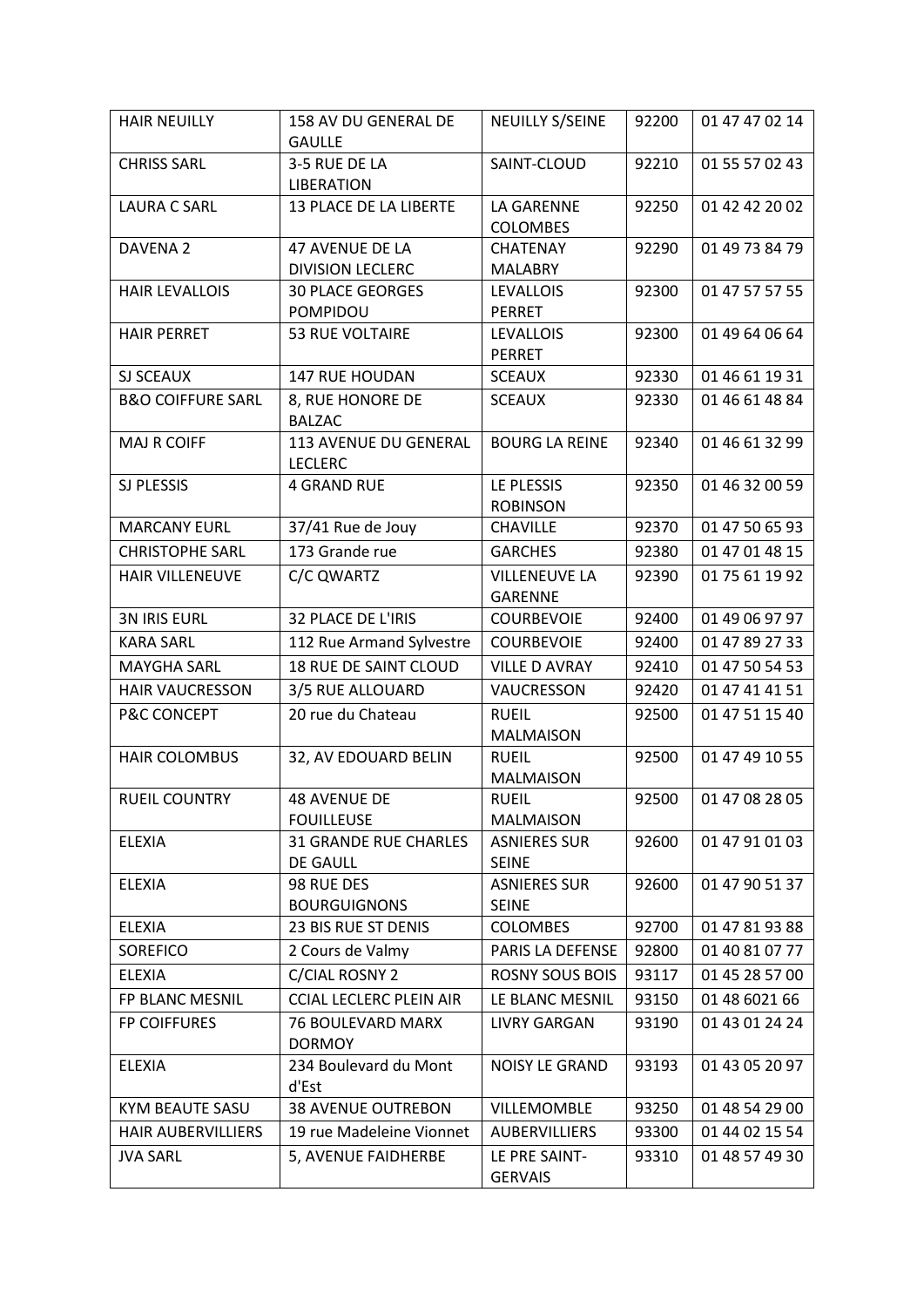| HAIR NEUILLY | 158 AV DU GENERAL DE GAULLE | NEUILLY S/SEINE | 92200 | 01 47 47 02 14 |
|---|---|---|---|---|
| CHRISS SARL | 3-5 RUE DE LA LIBERATION | SAINT-CLOUD | 92210 | 01 55 57 02 43 |
| LAURA C SARL | 13 PLACE DE LA LIBERTE | LA GARENNE COLOMBES | 92250 | 01 42 42 20 02 |
| DAVENA 2 | 47 AVENUE DE LA DIVISION LECLERC | CHATENAY MALABRY | 92290 | 01 49 73 84 79 |
| HAIR LEVALLOIS | 30 PLACE GEORGES POMPIDOU | LEVALLOIS PERRET | 92300 | 01 47 57 57 55 |
| HAIR PERRET | 53 RUE VOLTAIRE | LEVALLOIS PERRET | 92300 | 01 49 64 06 64 |
| SJ SCEAUX | 147 RUE HOUDAN | SCEAUX | 92330 | 01 46 61 19 31 |
| B&O COIFFURE SARL | 8, RUE HONORE DE BALZAC | SCEAUX | 92330 | 01 46 61 48 84 |
| MAJ R COIFF | 113 AVENUE DU GENERAL LECLERC | BOURG LA REINE | 92340 | 01 46 61 32 99 |
| SJ PLESSIS | 4 GRAND RUE | LE PLESSIS ROBINSON | 92350 | 01 46 32 00 59 |
| MARCANY EURL | 37/41 Rue de Jouy | CHAVILLE | 92370 | 01 47 50 65 93 |
| CHRISTOPHE SARL | 173 Grande rue | GARCHES | 92380 | 01 47 01 48 15 |
| HAIR VILLENEUVE | C/C QWARTZ | VILLENEUVE LA GARENNE | 92390 | 01 75 61 19 92 |
| 3N IRIS EURL | 32 PLACE DE L'IRIS | COURBEVOIE | 92400 | 01 49 06 97 97 |
| KARA SARL | 112 Rue Armand Sylvestre | COURBEVOIE | 92400 | 01 47 89 27 33 |
| MAYGHA SARL | 18 RUE DE SAINT CLOUD | VILLE D AVRAY | 92410 | 01 47 50 54 53 |
| HAIR VAUCRESSON | 3/5 RUE ALLOUARD | VAUCRESSON | 92420 | 01 47 41 41 51 |
| P&C CONCEPT | 20 rue du Chateau | RUEIL MALMAISON | 92500 | 01 47 51 15 40 |
| HAIR COLOMBUS | 32, AV EDOUARD BELIN | RUEIL MALMAISON | 92500 | 01 47 49 10 55 |
| RUEIL COUNTRY | 48 AVENUE DE FOUILLEUSE | RUEIL MALMAISON | 92500 | 01 47 08 28 05 |
| ELEXIA | 31 GRANDE RUE CHARLES DE GAULL | ASNIERES SUR SEINE | 92600 | 01 47 91 01 03 |
| ELEXIA | 98 RUE DES BOURGUIGNONS | ASNIERES SUR SEINE | 92600 | 01 47 90 51 37 |
| ELEXIA | 23 BIS RUE ST DENIS | COLOMBES | 92700 | 01 47 81 93 88 |
| SOREFICO | 2 Cours de Valmy | PARIS LA DEFENSE | 92800 | 01 40 81 07 77 |
| ELEXIA | C/CIAL ROSNY 2 | ROSNY SOUS BOIS | 93117 | 01 45 28 57 00 |
| FP BLANC MESNIL | CCIAL LECLERC PLEIN AIR | LE BLANC MESNIL | 93150 | 01 48 6021 66 |
| FP COIFFURES | 76 BOULEVARD MARX DORMOY | LIVRY GARGAN | 93190 | 01 43 01 24 24 |
| ELEXIA | 234 Boulevard du Mont d'Est | NOISY LE GRAND | 93193 | 01 43 05 20 97 |
| KYM BEAUTE SASU | 38 AVENUE OUTREBON | VILLEMOMBLE | 93250 | 01 48 54 29 00 |
| HAIR AUBERVILLIERS | 19 rue Madeleine Vionnet | AUBERVILLIERS | 93300 | 01 44 02 15 54 |
| JVA SARL | 5, AVENUE FAIDHERBE | LE PRE SAINT-GERVAIS | 93310 | 01 48 57 49 30 |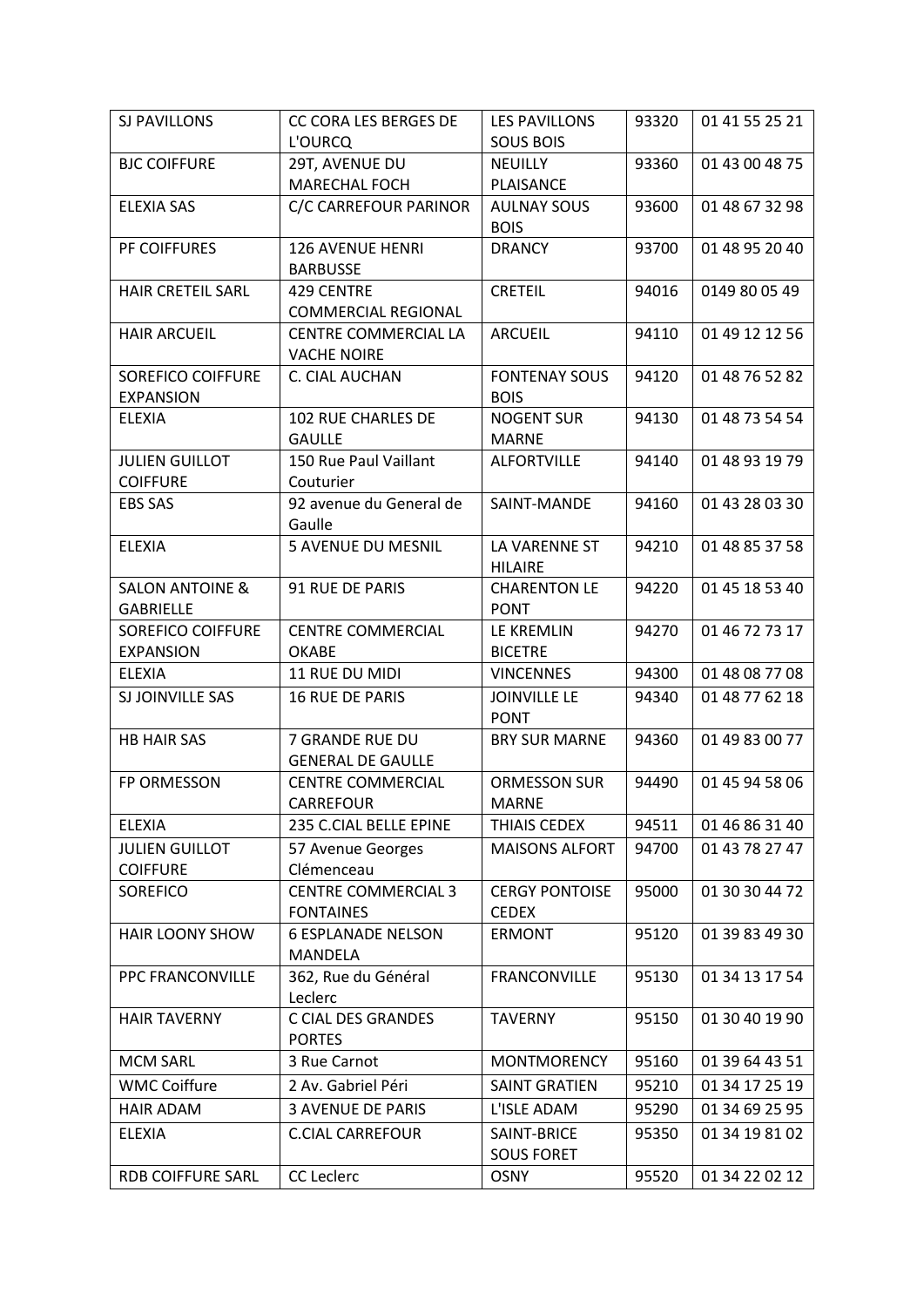| SJ PAVILLONS | CC CORA LES BERGES DE L'OURCQ | LES PAVILLONS SOUS BOIS | 93320 | 01 41 55 25 21 |
|---|---|---|---|---|
| BJC COIFFURE | 29T, AVENUE DU MARECHAL FOCH | NEUILLY PLAISANCE | 93360 | 01 43 00 48 75 |
| ELEXIA SAS | C/C CARREFOUR PARINOR | AULNAY SOUS BOIS | 93600 | 01 48 67 32 98 |
| PF COIFFURES | 126 AVENUE HENRI BARBUSSE | DRANCY | 93700 | 01 48 95 20 40 |
| HAIR CRETEIL SARL | 429 CENTRE COMMERCIAL REGIONAL | CRETEIL | 94016 | 0149 80 05 49 |
| HAIR ARCUEIL | CENTRE COMMERCIAL LA VACHE NOIRE | ARCUEIL | 94110 | 01 49 12 12 56 |
| SOREFICO COIFFURE EXPANSION | C. CIAL AUCHAN | FONTENAY SOUS BOIS | 94120 | 01 48 76 52 82 |
| ELEXIA | 102 RUE CHARLES DE GAULLE | NOGENT SUR MARNE | 94130 | 01 48 73 54 54 |
| JULIEN GUILLOT COIFFURE | 150 Rue Paul Vaillant Couturier | ALFORTVILLE | 94140 | 01 48 93 19 79 |
| EBS SAS | 92 avenue du General de Gaulle | SAINT-MANDE | 94160 | 01 43 28 03 30 |
| ELEXIA | 5 AVENUE DU MESNIL | LA VARENNE ST HILAIRE | 94210 | 01 48 85 37 58 |
| SALON ANTOINE & GABRIELLE | 91 RUE DE PARIS | CHARENTON LE PONT | 94220 | 01 45 18 53 40 |
| SOREFICO COIFFURE EXPANSION | CENTRE COMMERCIAL OKABE | LE KREMLIN BICETRE | 94270 | 01 46 72 73 17 |
| ELEXIA | 11 RUE DU MIDI | VINCENNES | 94300 | 01 48 08 77 08 |
| SJ JOINVILLE SAS | 16 RUE DE PARIS | JOINVILLE LE PONT | 94340 | 01 48 77 62 18 |
| HB HAIR SAS | 7 GRANDE RUE DU GENERAL DE GAULLE | BRY SUR MARNE | 94360 | 01 49 83 00 77 |
| FP ORMESSON | CENTRE COMMERCIAL CARREFOUR | ORMESSON SUR MARNE | 94490 | 01 45 94 58 06 |
| ELEXIA | 235 C.CIAL BELLE EPINE | THIAIS CEDEX | 94511 | 01 46 86 31 40 |
| JULIEN GUILLOT COIFFURE | 57 Avenue Georges Clémenceau | MAISONS ALFORT | 94700 | 01 43 78 27 47 |
| SOREFICO | CENTRE COMMERCIAL 3 FONTAINES | CERGY PONTOISE CEDEX | 95000 | 01 30 30 44 72 |
| HAIR LOONY SHOW | 6 ESPLANADE NELSON MANDELA | ERMONT | 95120 | 01 39 83 49 30 |
| PPC FRANCONVILLE | 362, Rue du Général Leclerc | FRANCONVILLE | 95130 | 01 34 13 17 54 |
| HAIR TAVERNY | C CIAL DES GRANDES PORTES | TAVERNY | 95150 | 01 30 40 19 90 |
| MCM SARL | 3 Rue Carnot | MONTMORENCY | 95160 | 01 39 64 43 51 |
| WMC Coiffure | 2 Av. Gabriel Péri | SAINT GRATIEN | 95210 | 01 34 17 25 19 |
| HAIR ADAM | 3 AVENUE DE PARIS | L'ISLE ADAM | 95290 | 01 34 69 25 95 |
| ELEXIA | C.CIAL CARREFOUR | SAINT-BRICE SOUS FORET | 95350 | 01 34 19 81 02 |
| RDB COIFFURE SARL | CC Leclerc | OSNY | 95520 | 01 34 22 02 12 |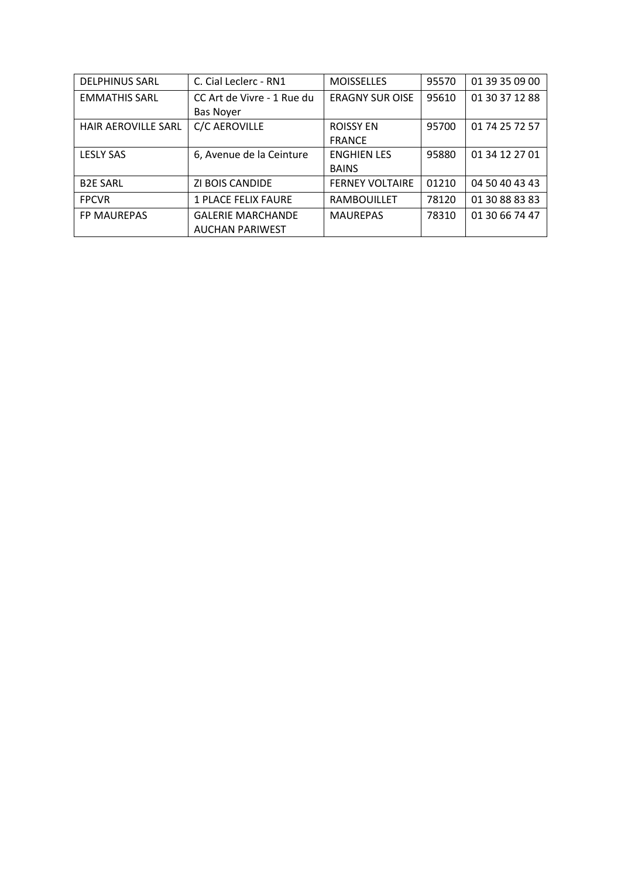| | | | | |
|---|---|---|---|---|
| DELPHINUS SARL | C. Cial Leclerc - RN1 | MOISSELLES | 95570 | 01 39 35 09 00 |
| EMMATHIS SARL | CC Art de Vivre - 1 Rue du Bas Noyer | ERAGNY SUR OISE | 95610 | 01 30 37 12 88 |
| HAIR AEROVILLE SARL | C/C AEROVILLE | ROISSY EN FRANCE | 95700 | 01 74 25 72 57 |
| LESLY SAS | 6, Avenue de la Ceinture | ENGHIEN LES BAINS | 95880 | 01 34 12 27 01 |
| B2E SARL | ZI BOIS CANDIDE | FERNEY VOLTAIRE | 01210 | 04 50 40 43 43 |
| FPCVR | 1 PLACE FELIX FAURE | RAMBOUILLET | 78120 | 01 30 88 83 83 |
| FP MAUREPAS | GALERIE MARCHANDE AUCHAN PARIWEST | MAUREPAS | 78310 | 01 30 66 74 47 |